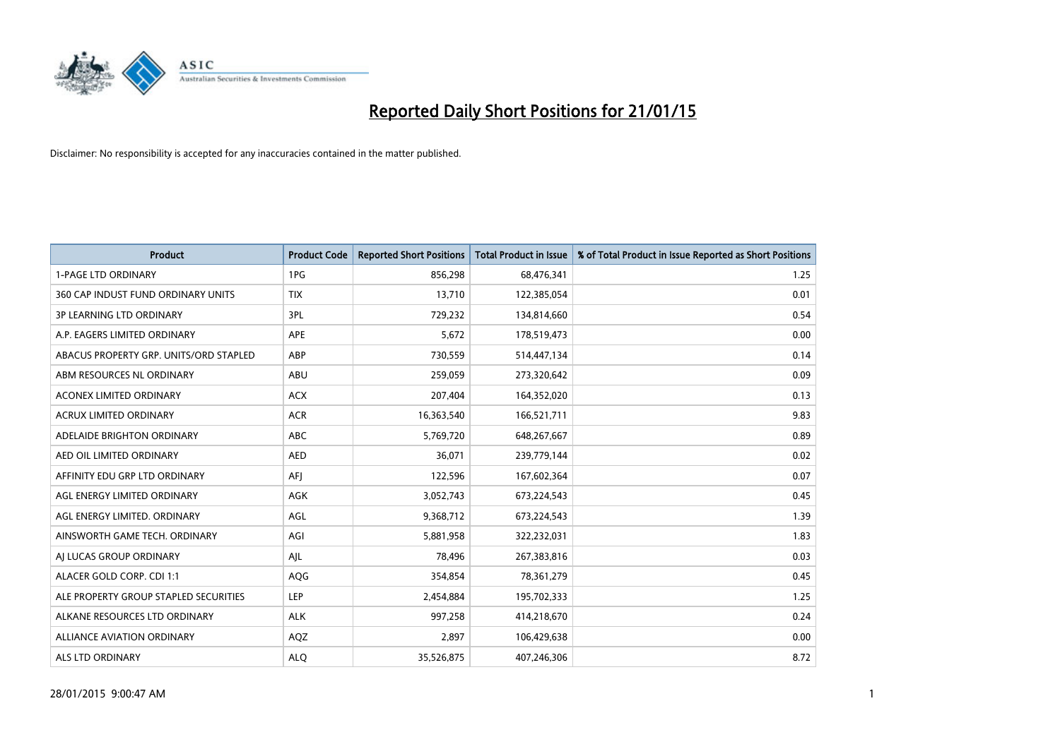# Reported Daily Short Positions for 21/01/15

Disclaimer: No responsibility is accepted for any inaccuracies contained in the matter published.

| Product | Product Code | Reported Short Positions | Total Product in Issue | % of Total Product in Issue Reported as Short Positions |
|---|---|---|---|---|
| 1-PAGE LTD ORDINARY | 1PG | 856,298 | 68,476,341 | 1.25 |
| 360 CAP INDUST FUND ORDINARY UNITS | TIX | 13,710 | 122,385,054 | 0.01 |
| 3P LEARNING LTD ORDINARY | 3PL | 729,232 | 134,814,660 | 0.54 |
| A.P. EAGERS LIMITED ORDINARY | APE | 5,672 | 178,519,473 | 0.00 |
| ABACUS PROPERTY GRP. UNITS/ORD STAPLED | ABP | 730,559 | 514,447,134 | 0.14 |
| ABM RESOURCES NL ORDINARY | ABU | 259,059 | 273,320,642 | 0.09 |
| ACONEX LIMITED ORDINARY | ACX | 207,404 | 164,352,020 | 0.13 |
| ACRUX LIMITED ORDINARY | ACR | 16,363,540 | 166,521,711 | 9.83 |
| ADELAIDE BRIGHTON ORDINARY | ABC | 5,769,720 | 648,267,667 | 0.89 |
| AED OIL LIMITED ORDINARY | AED | 36,071 | 239,779,144 | 0.02 |
| AFFINITY EDU GRP LTD ORDINARY | AFJ | 122,596 | 167,602,364 | 0.07 |
| AGL ENERGY LIMITED ORDINARY | AGK | 3,052,743 | 673,224,543 | 0.45 |
| AGL ENERGY LIMITED. ORDINARY | AGL | 9,368,712 | 673,224,543 | 1.39 |
| AINSWORTH GAME TECH. ORDINARY | AGI | 5,881,958 | 322,232,031 | 1.83 |
| AJ LUCAS GROUP ORDINARY | AJL | 78,496 | 267,383,816 | 0.03 |
| ALACER GOLD CORP. CDI 1:1 | AQG | 354,854 | 78,361,279 | 0.45 |
| ALE PROPERTY GROUP STAPLED SECURITIES | LEP | 2,454,884 | 195,702,333 | 1.25 |
| ALKANE RESOURCES LTD ORDINARY | ALK | 997,258 | 414,218,670 | 0.24 |
| ALLIANCE AVIATION ORDINARY | AQZ | 2,897 | 106,429,638 | 0.00 |
| ALS LTD ORDINARY | ALQ | 35,526,875 | 407,246,306 | 8.72 |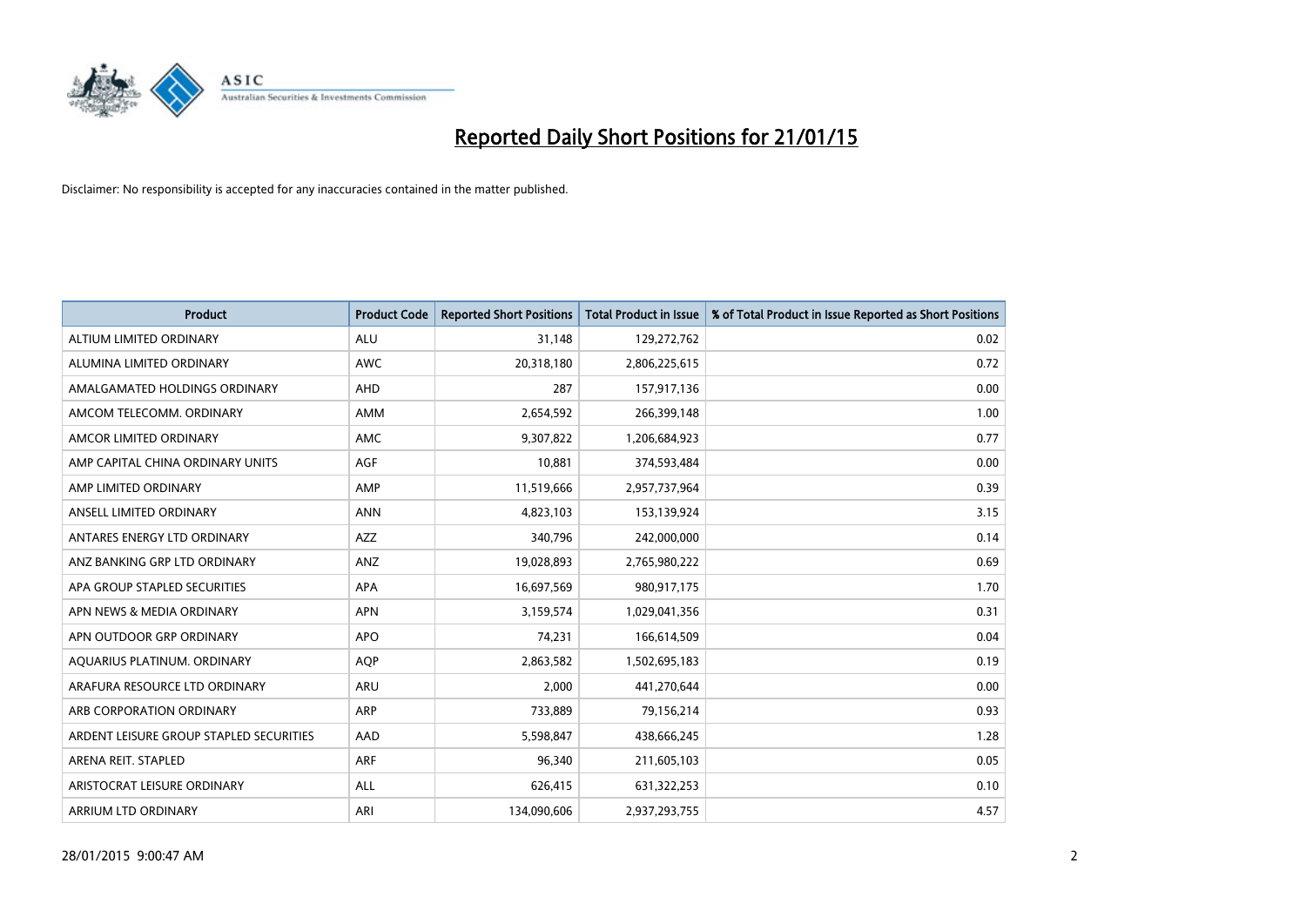# Reported Daily Short Positions for 21/01/15

Disclaimer: No responsibility is accepted for any inaccuracies contained in the matter published.

| Product | Product Code | Reported Short Positions | Total Product in Issue | % of Total Product in Issue Reported as Short Positions |
|---|---|---|---|---|
| ALTIUM LIMITED ORDINARY | ALU | 31,148 | 129,272,762 | 0.02 |
| ALUMINA LIMITED ORDINARY | AWC | 20,318,180 | 2,806,225,615 | 0.72 |
| AMALGAMATED HOLDINGS ORDINARY | AHD | 287 | 157,917,136 | 0.00 |
| AMCOM TELECOMM. ORDINARY | AMM | 2,654,592 | 266,399,148 | 1.00 |
| AMCOR LIMITED ORDINARY | AMC | 9,307,822 | 1,206,684,923 | 0.77 |
| AMP CAPITAL CHINA ORDINARY UNITS | AGF | 10,881 | 374,593,484 | 0.00 |
| AMP LIMITED ORDINARY | AMP | 11,519,666 | 2,957,737,964 | 0.39 |
| ANSELL LIMITED ORDINARY | ANN | 4,823,103 | 153,139,924 | 3.15 |
| ANTARES ENERGY LTD ORDINARY | AZZ | 340,796 | 242,000,000 | 0.14 |
| ANZ BANKING GRP LTD ORDINARY | ANZ | 19,028,893 | 2,765,980,222 | 0.69 |
| APA GROUP STAPLED SECURITIES | APA | 16,697,569 | 980,917,175 | 1.70 |
| APN NEWS & MEDIA ORDINARY | APN | 3,159,574 | 1,029,041,356 | 0.31 |
| APN OUTDOOR GRP ORDINARY | APO | 74,231 | 166,614,509 | 0.04 |
| AQUARIUS PLATINUM. ORDINARY | AQP | 2,863,582 | 1,502,695,183 | 0.19 |
| ARAFURA RESOURCE LTD ORDINARY | ARU | 2,000 | 441,270,644 | 0.00 |
| ARB CORPORATION ORDINARY | ARP | 733,889 | 79,156,214 | 0.93 |
| ARDENT LEISURE GROUP STAPLED SECURITIES | AAD | 5,598,847 | 438,666,245 | 1.28 |
| ARENA REIT. STAPLED | ARF | 96,340 | 211,605,103 | 0.05 |
| ARISTOCRAT LEISURE ORDINARY | ALL | 626,415 | 631,322,253 | 0.10 |
| ARRIUM LTD ORDINARY | ARI | 134,090,606 | 2,937,293,755 | 4.57 |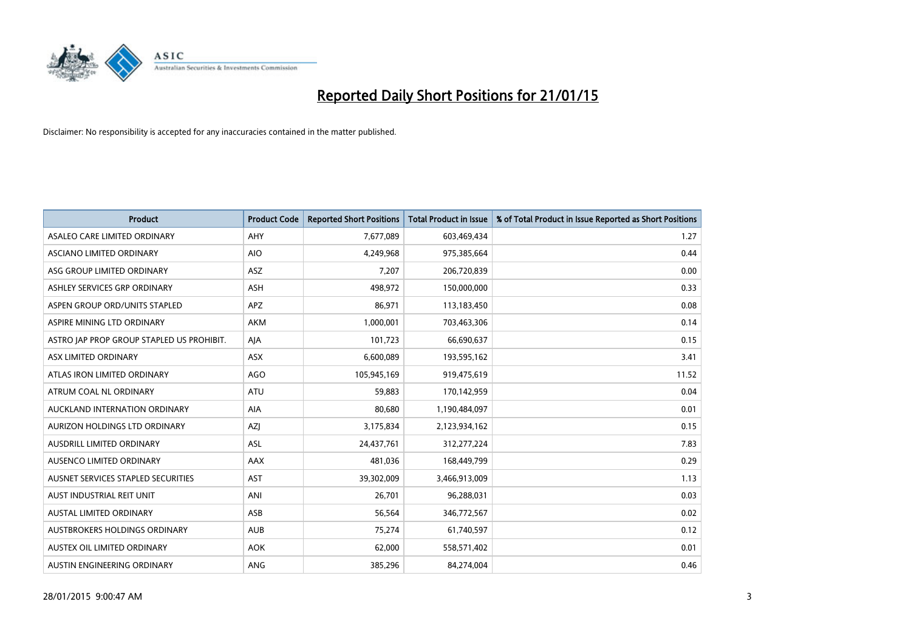# Reported Daily Short Positions for 21/01/15

Disclaimer: No responsibility is accepted for any inaccuracies contained in the matter published.

| Product | Product Code | Reported Short Positions | Total Product in Issue | % of Total Product in Issue Reported as Short Positions |
|---|---|---|---|---|
| ASALEO CARE LIMITED ORDINARY | AHY | 7,677,089 | 603,469,434 | 1.27 |
| ASCIANO LIMITED ORDINARY | AIO | 4,249,968 | 975,385,664 | 0.44 |
| ASG GROUP LIMITED ORDINARY | ASZ | 7,207 | 206,720,839 | 0.00 |
| ASHLEY SERVICES GRP ORDINARY | ASH | 498,972 | 150,000,000 | 0.33 |
| ASPEN GROUP ORD/UNITS STAPLED | APZ | 86,971 | 113,183,450 | 0.08 |
| ASPIRE MINING LTD ORDINARY | AKM | 1,000,001 | 703,463,306 | 0.14 |
| ASTRO JAP PROP GROUP STAPLED US PROHIBIT. | AJA | 101,723 | 66,690,637 | 0.15 |
| ASX LIMITED ORDINARY | ASX | 6,600,089 | 193,595,162 | 3.41 |
| ATLAS IRON LIMITED ORDINARY | AGO | 105,945,169 | 919,475,619 | 11.52 |
| ATRUM COAL NL ORDINARY | ATU | 59,883 | 170,142,959 | 0.04 |
| AUCKLAND INTERNATION ORDINARY | AIA | 80,680 | 1,190,484,097 | 0.01 |
| AURIZON HOLDINGS LTD ORDINARY | AZJ | 3,175,834 | 2,123,934,162 | 0.15 |
| AUSDRILL LIMITED ORDINARY | ASL | 24,437,761 | 312,277,224 | 7.83 |
| AUSENCO LIMITED ORDINARY | AAX | 481,036 | 168,449,799 | 0.29 |
| AUSNET SERVICES STAPLED SECURITIES | AST | 39,302,009 | 3,466,913,009 | 1.13 |
| AUST INDUSTRIAL REIT UNIT | ANI | 26,701 | 96,288,031 | 0.03 |
| AUSTAL LIMITED ORDINARY | ASB | 56,564 | 346,772,567 | 0.02 |
| AUSTBROKERS HOLDINGS ORDINARY | AUB | 75,274 | 61,740,597 | 0.12 |
| AUSTEX OIL LIMITED ORDINARY | AOK | 62,000 | 558,571,402 | 0.01 |
| AUSTIN ENGINEERING ORDINARY | ANG | 385,296 | 84,274,004 | 0.46 |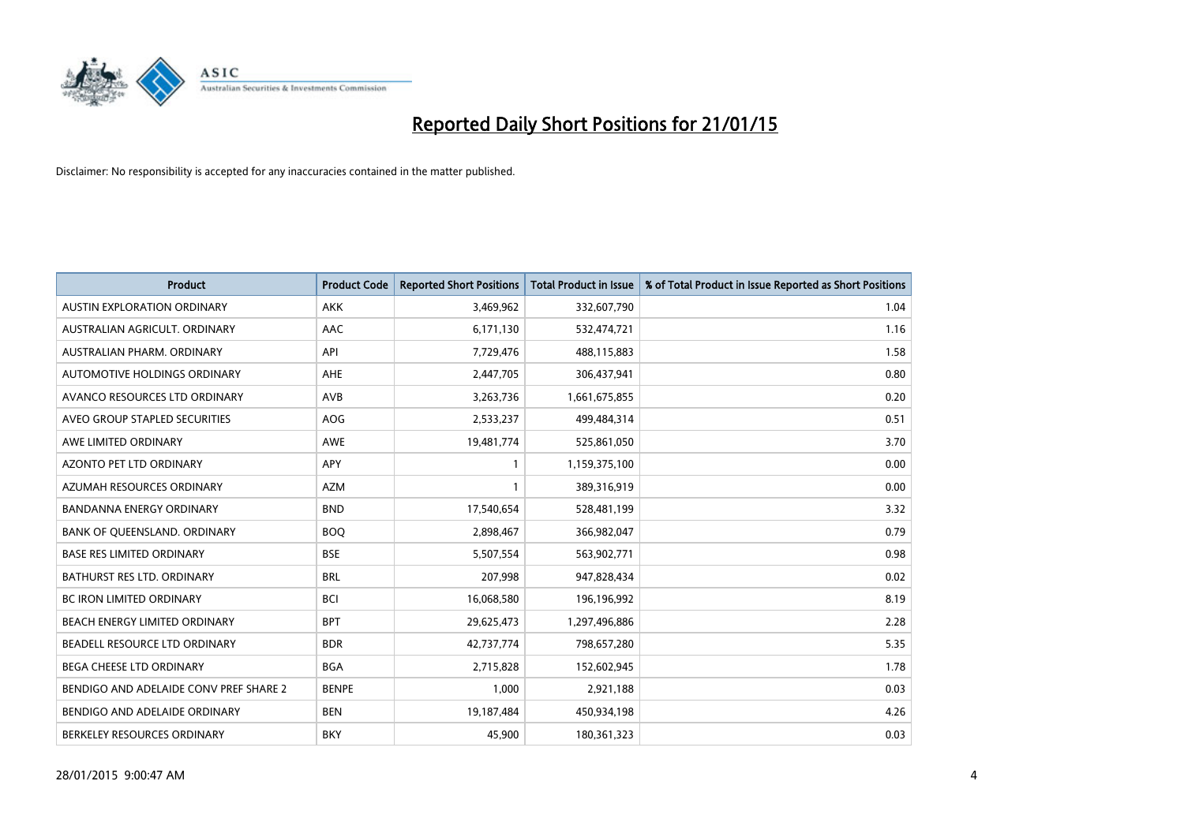# Reported Daily Short Positions for 21/01/15

Disclaimer: No responsibility is accepted for any inaccuracies contained in the matter published.

| Product | Product Code | Reported Short Positions | Total Product in Issue | % of Total Product in Issue Reported as Short Positions |
|---|---|---|---|---|
| AUSTIN EXPLORATION ORDINARY | AKK | 3,469,962 | 332,607,790 | 1.04 |
| AUSTRALIAN AGRICULT. ORDINARY | AAC | 6,171,130 | 532,474,721 | 1.16 |
| AUSTRALIAN PHARM. ORDINARY | API | 7,729,476 | 488,115,883 | 1.58 |
| AUTOMOTIVE HOLDINGS ORDINARY | AHE | 2,447,705 | 306,437,941 | 0.80 |
| AVANCO RESOURCES LTD ORDINARY | AVB | 3,263,736 | 1,661,675,855 | 0.20 |
| AVEO GROUP STAPLED SECURITIES | AOG | 2,533,237 | 499,484,314 | 0.51 |
| AWE LIMITED ORDINARY | AWE | 19,481,774 | 525,861,050 | 3.70 |
| AZONTO PET LTD ORDINARY | APY | 1 | 1,159,375,100 | 0.00 |
| AZUMAH RESOURCES ORDINARY | AZM | 1 | 389,316,919 | 0.00 |
| BANDANNA ENERGY ORDINARY | BND | 17,540,654 | 528,481,199 | 3.32 |
| BANK OF QUEENSLAND. ORDINARY | BOQ | 2,898,467 | 366,982,047 | 0.79 |
| BASE RES LIMITED ORDINARY | BSE | 5,507,554 | 563,902,771 | 0.98 |
| BATHURST RES LTD. ORDINARY | BRL | 207,998 | 947,828,434 | 0.02 |
| BC IRON LIMITED ORDINARY | BCI | 16,068,580 | 196,196,992 | 8.19 |
| BEACH ENERGY LIMITED ORDINARY | BPT | 29,625,473 | 1,297,496,886 | 2.28 |
| BEADELL RESOURCE LTD ORDINARY | BDR | 42,737,774 | 798,657,280 | 5.35 |
| BEGA CHEESE LTD ORDINARY | BGA | 2,715,828 | 152,602,945 | 1.78 |
| BENDIGO AND ADELAIDE CONV PREF SHARE 2 | BENPE | 1,000 | 2,921,188 | 0.03 |
| BENDIGO AND ADELAIDE ORDINARY | BEN | 19,187,484 | 450,934,198 | 4.26 |
| BERKELEY RESOURCES ORDINARY | BKY | 45,900 | 180,361,323 | 0.03 |

28/01/2015 9:00:47 AM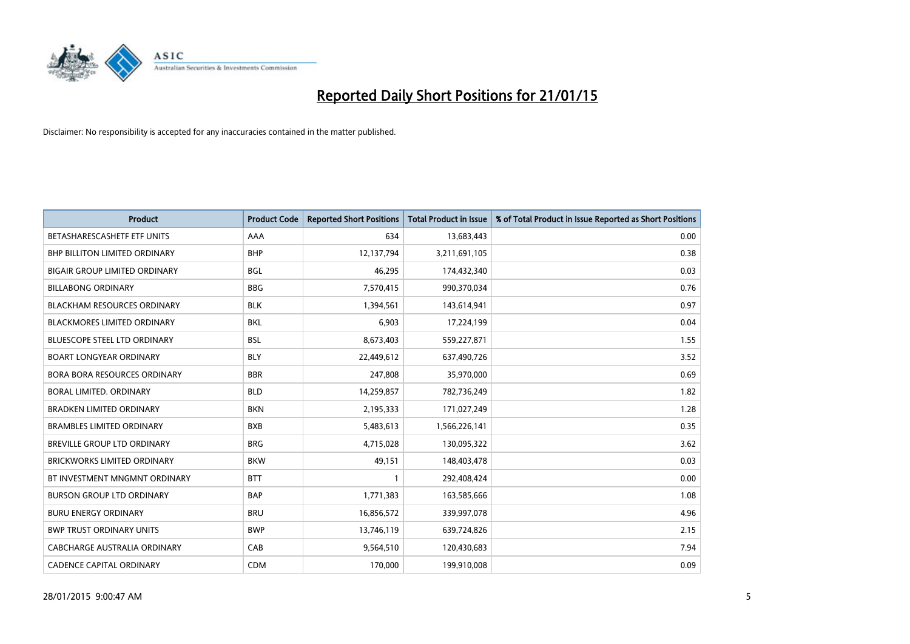# Reported Daily Short Positions for 21/01/15

Disclaimer: No responsibility is accepted for any inaccuracies contained in the matter published.

| Product | Product Code | Reported Short Positions | Total Product in Issue | % of Total Product in Issue Reported as Short Positions |
|---|---|---|---|---|
| BETASHARESCASHETF ETF UNITS | AAA | 634 | 13,683,443 | 0.00 |
| BHP BILLITON LIMITED ORDINARY | BHP | 12,137,794 | 3,211,691,105 | 0.38 |
| BIGAIR GROUP LIMITED ORDINARY | BGL | 46,295 | 174,432,340 | 0.03 |
| BILLABONG ORDINARY | BBG | 7,570,415 | 990,370,034 | 0.76 |
| BLACKHAM RESOURCES ORDINARY | BLK | 1,394,561 | 143,614,941 | 0.97 |
| BLACKMORES LIMITED ORDINARY | BKL | 6,903 | 17,224,199 | 0.04 |
| BLUESCOPE STEEL LTD ORDINARY | BSL | 8,673,403 | 559,227,871 | 1.55 |
| BOART LONGYEAR ORDINARY | BLY | 22,449,612 | 637,490,726 | 3.52 |
| BORA BORA RESOURCES ORDINARY | BBR | 247,808 | 35,970,000 | 0.69 |
| BORAL LIMITED. ORDINARY | BLD | 14,259,857 | 782,736,249 | 1.82 |
| BRADKEN LIMITED ORDINARY | BKN | 2,195,333 | 171,027,249 | 1.28 |
| BRAMBLES LIMITED ORDINARY | BXB | 5,483,613 | 1,566,226,141 | 0.35 |
| BREVILLE GROUP LTD ORDINARY | BRG | 4,715,028 | 130,095,322 | 3.62 |
| BRICKWORKS LIMITED ORDINARY | BKW | 49,151 | 148,403,478 | 0.03 |
| BT INVESTMENT MNGMNT ORDINARY | BTT | 1 | 292,408,424 | 0.00 |
| BURSON GROUP LTD ORDINARY | BAP | 1,771,383 | 163,585,666 | 1.08 |
| BURU ENERGY ORDINARY | BRU | 16,856,572 | 339,997,078 | 4.96 |
| BWP TRUST ORDINARY UNITS | BWP | 13,746,119 | 639,724,826 | 2.15 |
| CABCHARGE AUSTRALIA ORDINARY | CAB | 9,564,510 | 120,430,683 | 7.94 |
| CADENCE CAPITAL ORDINARY | CDM | 170,000 | 199,910,008 | 0.09 |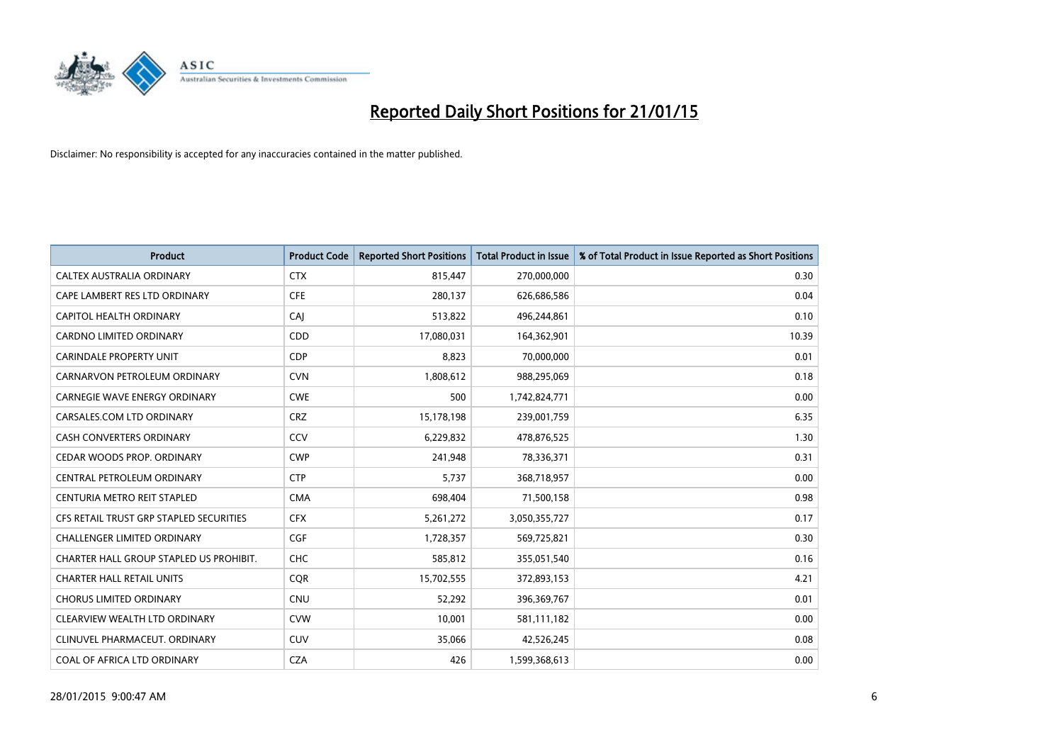# Reported Daily Short Positions for 21/01/15

Disclaimer: No responsibility is accepted for any inaccuracies contained in the matter published.

| Product | Product Code | Reported Short Positions | Total Product in Issue | % of Total Product in Issue Reported as Short Positions |
|---|---|---|---|---|
| CALTEX AUSTRALIA ORDINARY | CTX | 815,447 | 270,000,000 | 0.30 |
| CAPE LAMBERT RES LTD ORDINARY | CFE | 280,137 | 626,686,586 | 0.04 |
| CAPITOL HEALTH ORDINARY | CAJ | 513,822 | 496,244,861 | 0.10 |
| CARDNO LIMITED ORDINARY | CDD | 17,080,031 | 164,362,901 | 10.39 |
| CARINDALE PROPERTY UNIT | CDP | 8,823 | 70,000,000 | 0.01 |
| CARNARVON PETROLEUM ORDINARY | CVN | 1,808,612 | 988,295,069 | 0.18 |
| CARNEGIE WAVE ENERGY ORDINARY | CWE | 500 | 1,742,824,771 | 0.00 |
| CARSALES.COM LTD ORDINARY | CRZ | 15,178,198 | 239,001,759 | 6.35 |
| CASH CONVERTERS ORDINARY | CCV | 6,229,832 | 478,876,525 | 1.30 |
| CEDAR WOODS PROP. ORDINARY | CWP | 241,948 | 78,336,371 | 0.31 |
| CENTRAL PETROLEUM ORDINARY | CTP | 5,737 | 368,718,957 | 0.00 |
| CENTURIA METRO REIT STAPLED | CMA | 698,404 | 71,500,158 | 0.98 |
| CFS RETAIL TRUST GRP STAPLED SECURITIES | CFX | 5,261,272 | 3,050,355,727 | 0.17 |
| CHALLENGER LIMITED ORDINARY | CGF | 1,728,357 | 569,725,821 | 0.30 |
| CHARTER HALL GROUP STAPLED US PROHIBIT. | CHC | 585,812 | 355,051,540 | 0.16 |
| CHARTER HALL RETAIL UNITS | CQR | 15,702,555 | 372,893,153 | 4.21 |
| CHORUS LIMITED ORDINARY | CNU | 52,292 | 396,369,767 | 0.01 |
| CLEARVIEW WEALTH LTD ORDINARY | CVW | 10,001 | 581,111,182 | 0.00 |
| CLINUVEL PHARMACEUT. ORDINARY | CUV | 35,066 | 42,526,245 | 0.08 |
| COAL OF AFRICA LTD ORDINARY | CZA | 426 | 1,599,368,613 | 0.00 |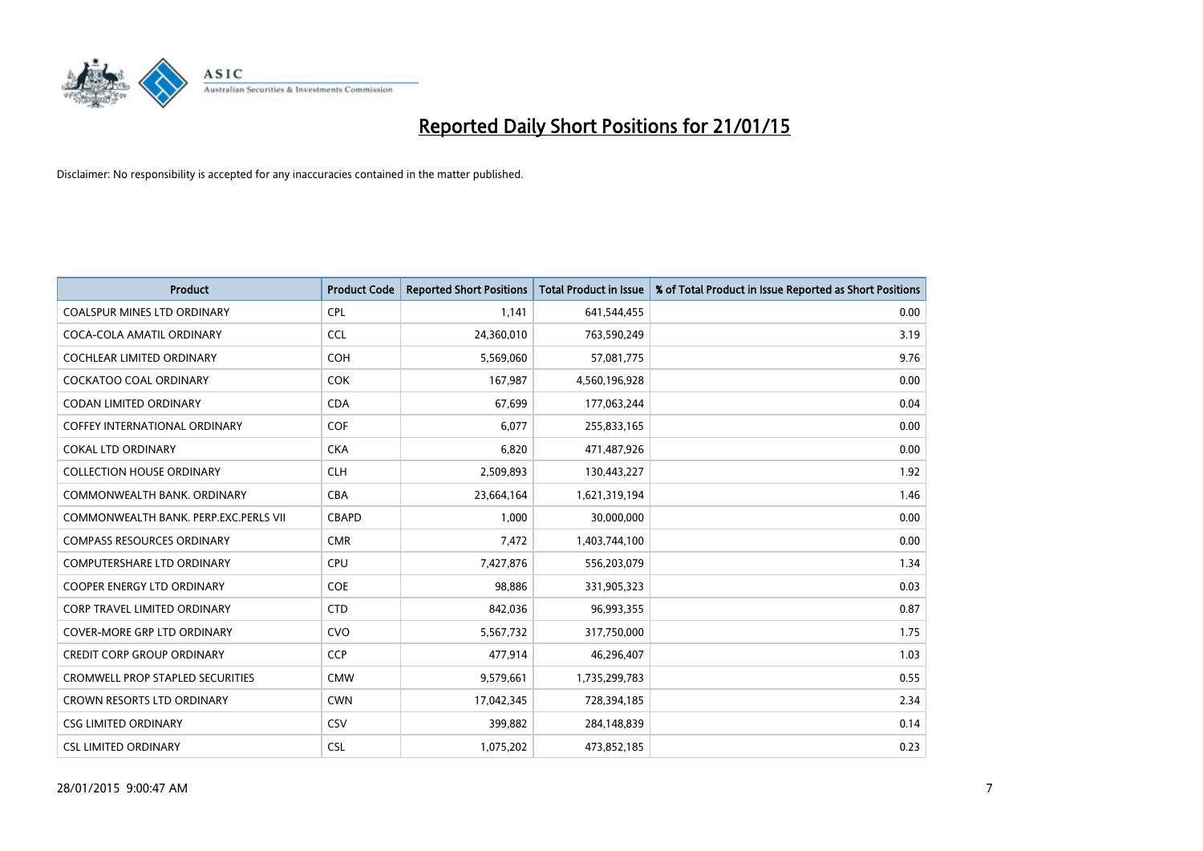# Reported Daily Short Positions for 21/01/15

Disclaimer: No responsibility is accepted for any inaccuracies contained in the matter published.

| Product | Product Code | Reported Short Positions | Total Product in Issue | % of Total Product in Issue Reported as Short Positions |
|---|---|---|---|---|
| COALSPUR MINES LTD ORDINARY | CPL | 1,141 | 641,544,455 | 0.00 |
| COCA-COLA AMATIL ORDINARY | CCL | 24,360,010 | 763,590,249 | 3.19 |
| COCHLEAR LIMITED ORDINARY | COH | 5,569,060 | 57,081,775 | 9.76 |
| COCKATOO COAL ORDINARY | COK | 167,987 | 4,560,196,928 | 0.00 |
| CODAN LIMITED ORDINARY | CDA | 67,699 | 177,063,244 | 0.04 |
| COFFEY INTERNATIONAL ORDINARY | COF | 6,077 | 255,833,165 | 0.00 |
| COKAL LTD ORDINARY | CKA | 6,820 | 471,487,926 | 0.00 |
| COLLECTION HOUSE ORDINARY | CLH | 2,509,893 | 130,443,227 | 1.92 |
| COMMONWEALTH BANK. ORDINARY | CBA | 23,664,164 | 1,621,319,194 | 1.46 |
| COMMONWEALTH BANK. PERP.EXC.PERLS VII | CBAPD | 1,000 | 30,000,000 | 0.00 |
| COMPASS RESOURCES ORDINARY | CMR | 7,472 | 1,403,744,100 | 0.00 |
| COMPUTERSHARE LTD ORDINARY | CPU | 7,427,876 | 556,203,079 | 1.34 |
| COOPER ENERGY LTD ORDINARY | COE | 98,886 | 331,905,323 | 0.03 |
| CORP TRAVEL LIMITED ORDINARY | CTD | 842,036 | 96,993,355 | 0.87 |
| COVER-MORE GRP LTD ORDINARY | CVO | 5,567,732 | 317,750,000 | 1.75 |
| CREDIT CORP GROUP ORDINARY | CCP | 477,914 | 46,296,407 | 1.03 |
| CROMWELL PROP STAPLED SECURITIES | CMW | 9,579,661 | 1,735,299,783 | 0.55 |
| CROWN RESORTS LTD ORDINARY | CWN | 17,042,345 | 728,394,185 | 2.34 |
| CSG LIMITED ORDINARY | CSV | 399,882 | 284,148,839 | 0.14 |
| CSL LIMITED ORDINARY | CSL | 1,075,202 | 473,852,185 | 0.23 |

28/01/2015 9:00:47 AM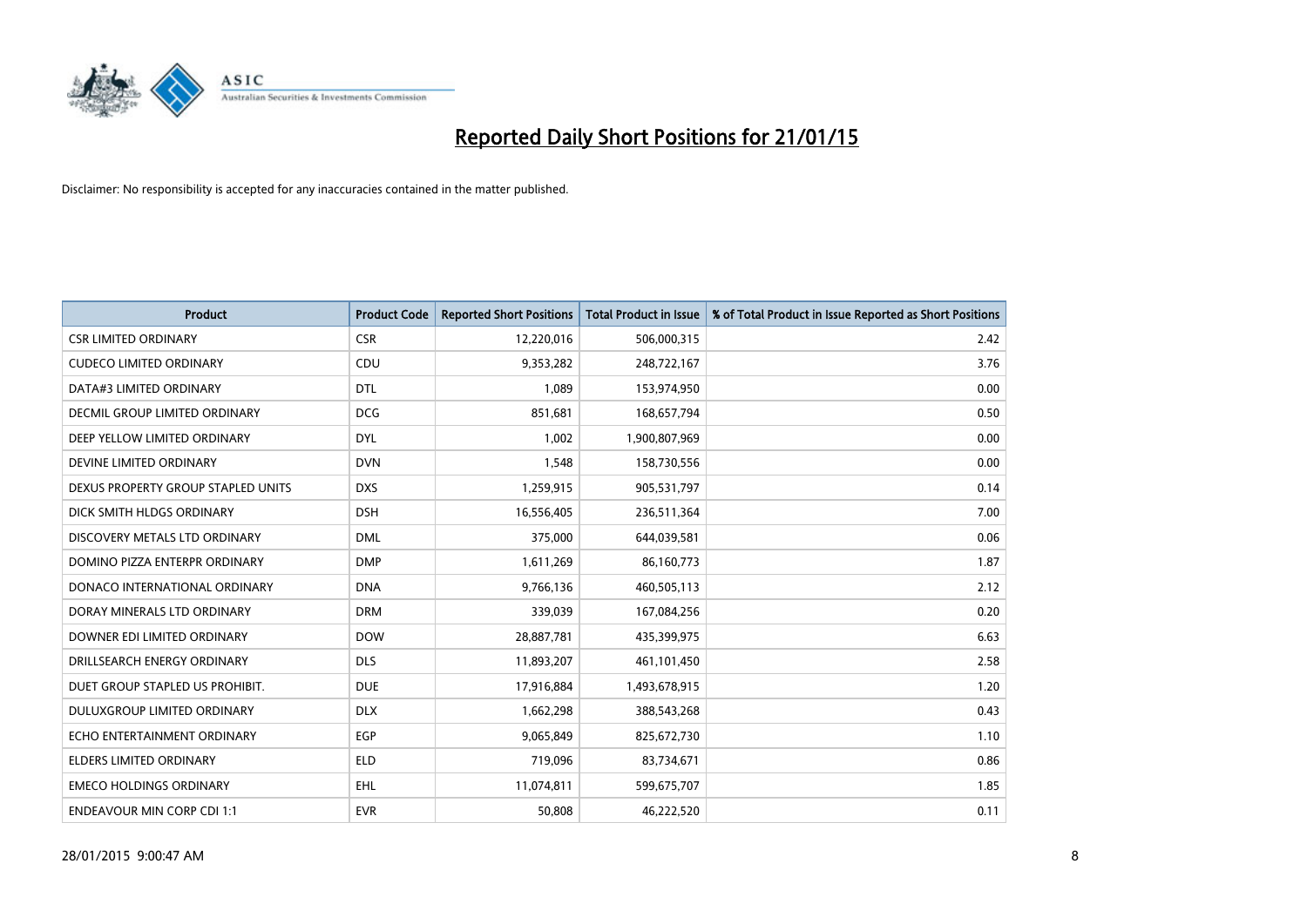# Reported Daily Short Positions for 21/01/15

Disclaimer: No responsibility is accepted for any inaccuracies contained in the matter published.

| Product | Product Code | Reported Short Positions | Total Product in Issue | % of Total Product in Issue Reported as Short Positions |
|---|---|---|---|---|
| CSR LIMITED ORDINARY | CSR | 12,220,016 | 506,000,315 | 2.42 |
| CUDECO LIMITED ORDINARY | CDU | 9,353,282 | 248,722,167 | 3.76 |
| DATA#3 LIMITED ORDINARY | DTL | 1,089 | 153,974,950 | 0.00 |
| DECMIL GROUP LIMITED ORDINARY | DCG | 851,681 | 168,657,794 | 0.50 |
| DEEP YELLOW LIMITED ORDINARY | DYL | 1,002 | 1,900,807,969 | 0.00 |
| DEVINE LIMITED ORDINARY | DVN | 1,548 | 158,730,556 | 0.00 |
| DEXUS PROPERTY GROUP STAPLED UNITS | DXS | 1,259,915 | 905,531,797 | 0.14 |
| DICK SMITH HLDGS ORDINARY | DSH | 16,556,405 | 236,511,364 | 7.00 |
| DISCOVERY METALS LTD ORDINARY | DML | 375,000 | 644,039,581 | 0.06 |
| DOMINO PIZZA ENTERPR ORDINARY | DMP | 1,611,269 | 86,160,773 | 1.87 |
| DONACO INTERNATIONAL ORDINARY | DNA | 9,766,136 | 460,505,113 | 2.12 |
| DORAY MINERALS LTD ORDINARY | DRM | 339,039 | 167,084,256 | 0.20 |
| DOWNER EDI LIMITED ORDINARY | DOW | 28,887,781 | 435,399,975 | 6.63 |
| DRILLSEARCH ENERGY ORDINARY | DLS | 11,893,207 | 461,101,450 | 2.58 |
| DUET GROUP STAPLED US PROHIBIT. | DUE | 17,916,884 | 1,493,678,915 | 1.20 |
| DULUXGROUP LIMITED ORDINARY | DLX | 1,662,298 | 388,543,268 | 0.43 |
| ECHO ENTERTAINMENT ORDINARY | EGP | 9,065,849 | 825,672,730 | 1.10 |
| ELDERS LIMITED ORDINARY | ELD | 719,096 | 83,734,671 | 0.86 |
| EMECO HOLDINGS ORDINARY | EHL | 11,074,811 | 599,675,707 | 1.85 |
| ENDEAVOUR MIN CORP CDI 1:1 | EVR | 50,808 | 46,222,520 | 0.11 |

28/01/2015 9:00:47 AM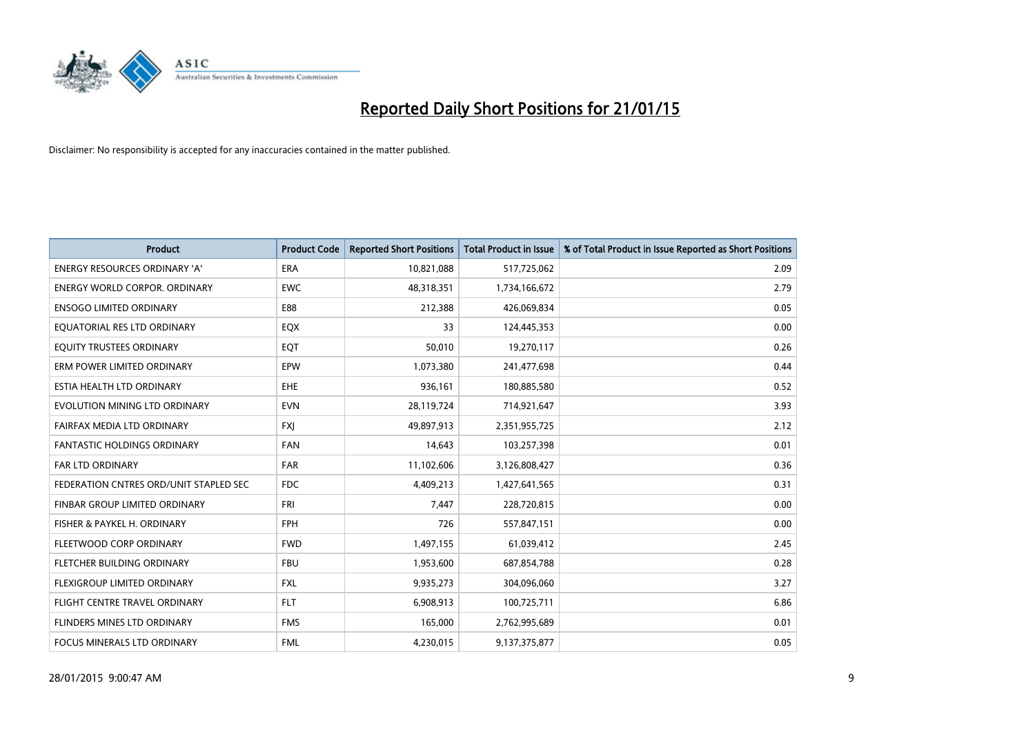# Reported Daily Short Positions for 21/01/15

Disclaimer: No responsibility is accepted for any inaccuracies contained in the matter published.

| Product | Product Code | Reported Short Positions | Total Product in Issue | % of Total Product in Issue Reported as Short Positions |
| --- | --- | --- | --- | --- |
| ENERGY RESOURCES ORDINARY 'A' | ERA | 10,821,088 | 517,725,062 | 2.09 |
| ENERGY WORLD CORPOR. ORDINARY | EWC | 48,318,351 | 1,734,166,672 | 2.79 |
| ENSOGO LIMITED ORDINARY | E88 | 212,388 | 426,069,834 | 0.05 |
| EQUATORIAL RES LTD ORDINARY | EQX | 33 | 124,445,353 | 0.00 |
| EQUITY TRUSTEES ORDINARY | EQT | 50,010 | 19,270,117 | 0.26 |
| ERM POWER LIMITED ORDINARY | EPW | 1,073,380 | 241,477,698 | 0.44 |
| ESTIA HEALTH LTD ORDINARY | EHE | 936,161 | 180,885,580 | 0.52 |
| EVOLUTION MINING LTD ORDINARY | EVN | 28,119,724 | 714,921,647 | 3.93 |
| FAIRFAX MEDIA LTD ORDINARY | FXJ | 49,897,913 | 2,351,955,725 | 2.12 |
| FANTASTIC HOLDINGS ORDINARY | FAN | 14,643 | 103,257,398 | 0.01 |
| FAR LTD ORDINARY | FAR | 11,102,606 | 3,126,808,427 | 0.36 |
| FEDERATION CNTRES ORD/UNIT STAPLED SEC | FDC | 4,409,213 | 1,427,641,565 | 0.31 |
| FINBAR GROUP LIMITED ORDINARY | FRI | 7,447 | 228,720,815 | 0.00 |
| FISHER & PAYKEL H. ORDINARY | FPH | 726 | 557,847,151 | 0.00 |
| FLEETWOOD CORP ORDINARY | FWD | 1,497,155 | 61,039,412 | 2.45 |
| FLETCHER BUILDING ORDINARY | FBU | 1,953,600 | 687,854,788 | 0.28 |
| FLEXIGROUP LIMITED ORDINARY | FXL | 9,935,273 | 304,096,060 | 3.27 |
| FLIGHT CENTRE TRAVEL ORDINARY | FLT | 6,908,913 | 100,725,711 | 6.86 |
| FLINDERS MINES LTD ORDINARY | FMS | 165,000 | 2,762,995,689 | 0.01 |
| FOCUS MINERALS LTD ORDINARY | FML | 4,230,015 | 9,137,375,877 | 0.05 |

28/01/2015 9:00:47 AM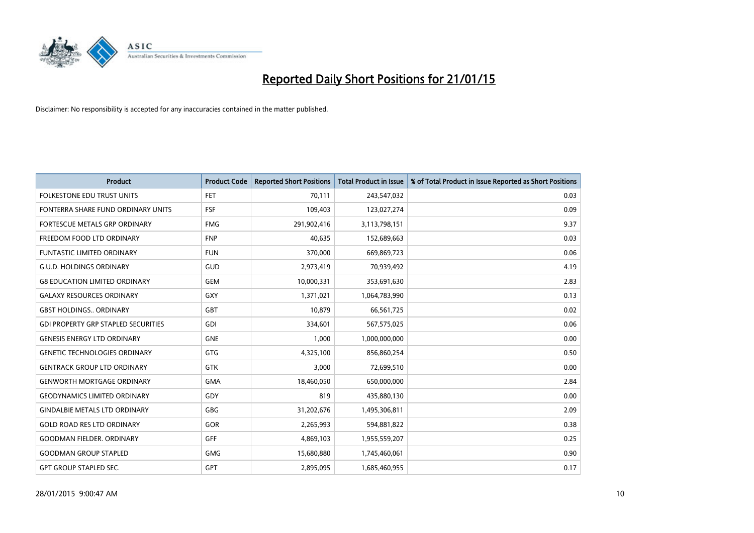# Reported Daily Short Positions for 21/01/15

Disclaimer: No responsibility is accepted for any inaccuracies contained in the matter published.

| Product | Product Code | Reported Short Positions | Total Product in Issue | % of Total Product in Issue Reported as Short Positions |
|---|---|---|---|---|
| FOLKESTONE EDU TRUST UNITS | FET | 70,111 | 243,547,032 | 0.03 |
| FONTERRA SHARE FUND ORDINARY UNITS | FSF | 109,403 | 123,027,274 | 0.09 |
| FORTESCUE METALS GRP ORDINARY | FMG | 291,902,416 | 3,113,798,151 | 9.37 |
| FREEDOM FOOD LTD ORDINARY | FNP | 40,635 | 152,689,663 | 0.03 |
| FUNTASTIC LIMITED ORDINARY | FUN | 370,000 | 669,869,723 | 0.06 |
| G.U.D. HOLDINGS ORDINARY | GUD | 2,973,419 | 70,939,492 | 4.19 |
| G8 EDUCATION LIMITED ORDINARY | GEM | 10,000,331 | 353,691,630 | 2.83 |
| GALAXY RESOURCES ORDINARY | GXY | 1,371,021 | 1,064,783,990 | 0.13 |
| GBST HOLDINGS.. ORDINARY | GBT | 10,879 | 66,561,725 | 0.02 |
| GDI PROPERTY GRP STAPLED SECURITIES | GDI | 334,601 | 567,575,025 | 0.06 |
| GENESIS ENERGY LTD ORDINARY | GNE | 1,000 | 1,000,000,000 | 0.00 |
| GENETIC TECHNOLOGIES ORDINARY | GTG | 4,325,100 | 856,860,254 | 0.50 |
| GENTRACK GROUP LTD ORDINARY | GTK | 3,000 | 72,699,510 | 0.00 |
| GENWORTH MORTGAGE ORDINARY | GMA | 18,460,050 | 650,000,000 | 2.84 |
| GEODYNAMICS LIMITED ORDINARY | GDY | 819 | 435,880,130 | 0.00 |
| GINDALBIE METALS LTD ORDINARY | GBG | 31,202,676 | 1,495,306,811 | 2.09 |
| GOLD ROAD RES LTD ORDINARY | GOR | 2,265,993 | 594,881,822 | 0.38 |
| GOODMAN FIELDER. ORDINARY | GFF | 4,869,103 | 1,955,559,207 | 0.25 |
| GOODMAN GROUP STAPLED | GMG | 15,680,880 | 1,745,460,061 | 0.90 |
| GPT GROUP STAPLED SEC. | GPT | 2,895,095 | 1,685,460,955 | 0.17 |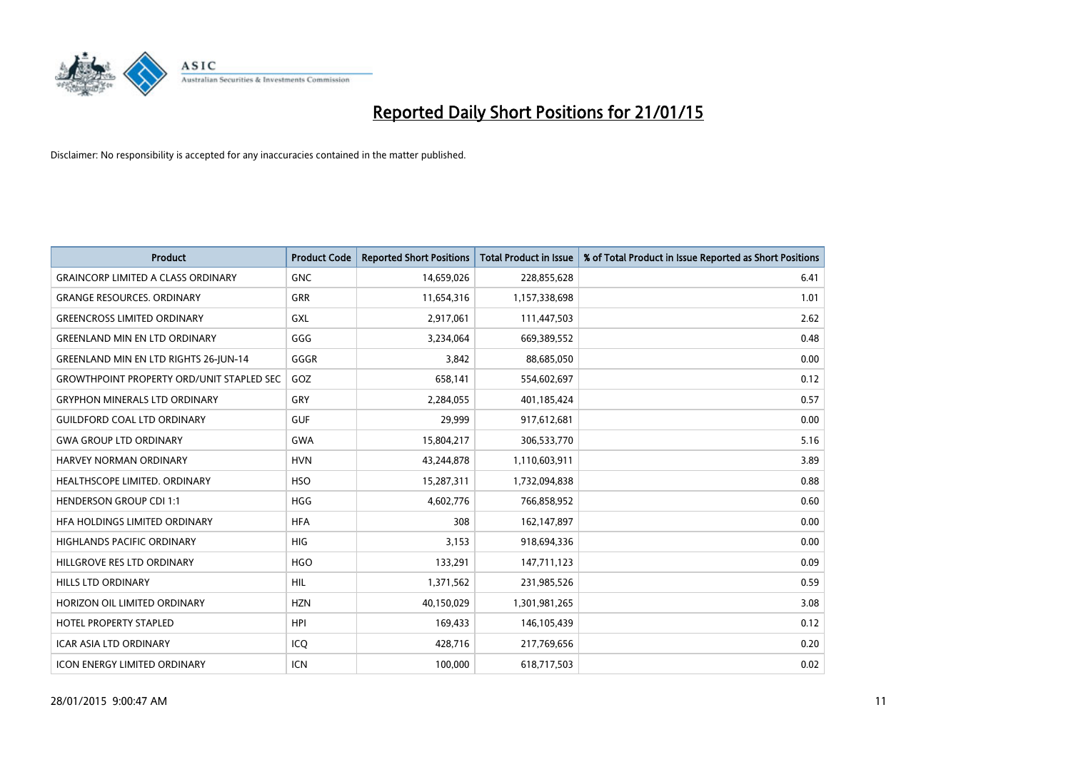# Reported Daily Short Positions for 21/01/15

Disclaimer: No responsibility is accepted for any inaccuracies contained in the matter published.

| Product | Product Code | Reported Short Positions | Total Product in Issue | % of Total Product in Issue Reported as Short Positions |
|---|---|---|---|---|
| GRAINCORP LIMITED A CLASS ORDINARY | GNC | 14,659,026 | 228,855,628 | 6.41 |
| GRANGE RESOURCES. ORDINARY | GRR | 11,654,316 | 1,157,338,698 | 1.01 |
| GREENCROSS LIMITED ORDINARY | GXL | 2,917,061 | 111,447,503 | 2.62 |
| GREENLAND MIN EN LTD ORDINARY | GGG | 3,234,064 | 669,389,552 | 0.48 |
| GREENLAND MIN EN LTD RIGHTS 26-JUN-14 | GGGR | 3,842 | 88,685,050 | 0.00 |
| GROWTHPOINT PROPERTY ORD/UNIT STAPLED SEC | GOZ | 658,141 | 554,602,697 | 0.12 |
| GRYPHON MINERALS LTD ORDINARY | GRY | 2,284,055 | 401,185,424 | 0.57 |
| GUILDFORD COAL LTD ORDINARY | GUF | 29,999 | 917,612,681 | 0.00 |
| GWA GROUP LTD ORDINARY | GWA | 15,804,217 | 306,533,770 | 5.16 |
| HARVEY NORMAN ORDINARY | HVN | 43,244,878 | 1,110,603,911 | 3.89 |
| HEALTHSCOPE LIMITED. ORDINARY | HSO | 15,287,311 | 1,732,094,838 | 0.88 |
| HENDERSON GROUP CDI 1:1 | HGG | 4,602,776 | 766,858,952 | 0.60 |
| HFA HOLDINGS LIMITED ORDINARY | HFA | 308 | 162,147,897 | 0.00 |
| HIGHLANDS PACIFIC ORDINARY | HIG | 3,153 | 918,694,336 | 0.00 |
| HILLGROVE RES LTD ORDINARY | HGO | 133,291 | 147,711,123 | 0.09 |
| HILLS LTD ORDINARY | HIL | 1,371,562 | 231,985,526 | 0.59 |
| HORIZON OIL LIMITED ORDINARY | HZN | 40,150,029 | 1,301,981,265 | 3.08 |
| HOTEL PROPERTY STAPLED | HPI | 169,433 | 146,105,439 | 0.12 |
| ICAR ASIA LTD ORDINARY | ICQ | 428,716 | 217,769,656 | 0.20 |
| ICON ENERGY LIMITED ORDINARY | ICN | 100,000 | 618,717,503 | 0.02 |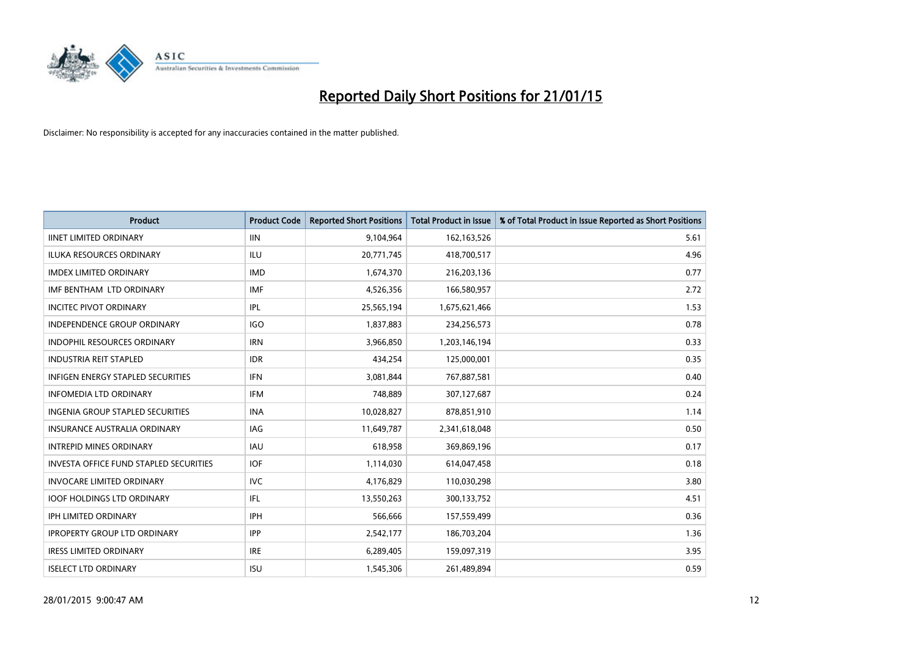# Reported Daily Short Positions for 21/01/15

Disclaimer: No responsibility is accepted for any inaccuracies contained in the matter published.

| Product | Product Code | Reported Short Positions | Total Product in Issue | % of Total Product in Issue Reported as Short Positions |
|---|---|---|---|---|
| IINET LIMITED ORDINARY | IIN | 9,104,964 | 162,163,526 | 5.61 |
| ILUKA RESOURCES ORDINARY | ILU | 20,771,745 | 418,700,517 | 4.96 |
| IMDEX LIMITED ORDINARY | IMD | 1,674,370 | 216,203,136 | 0.77 |
| IMF BENTHAM LTD ORDINARY | IMF | 4,526,356 | 166,580,957 | 2.72 |
| INCITEC PIVOT ORDINARY | IPL | 25,565,194 | 1,675,621,466 | 1.53 |
| INDEPENDENCE GROUP ORDINARY | IGO | 1,837,883 | 234,256,573 | 0.78 |
| INDOPHIL RESOURCES ORDINARY | IRN | 3,966,850 | 1,203,146,194 | 0.33 |
| INDUSTRIA REIT STAPLED | IDR | 434,254 | 125,000,001 | 0.35 |
| INFIGEN ENERGY STAPLED SECURITIES | IFN | 3,081,844 | 767,887,581 | 0.40 |
| INFOMEDIA LTD ORDINARY | IFM | 748,889 | 307,127,687 | 0.24 |
| INGENIA GROUP STAPLED SECURITIES | INA | 10,028,827 | 878,851,910 | 1.14 |
| INSURANCE AUSTRALIA ORDINARY | IAG | 11,649,787 | 2,341,618,048 | 0.50 |
| INTREPID MINES ORDINARY | IAU | 618,958 | 369,869,196 | 0.17 |
| INVESTA OFFICE FUND STAPLED SECURITIES | IOF | 1,114,030 | 614,047,458 | 0.18 |
| INVOCARE LIMITED ORDINARY | IVC | 4,176,829 | 110,030,298 | 3.80 |
| IOOF HOLDINGS LTD ORDINARY | IFL | 13,550,263 | 300,133,752 | 4.51 |
| IPH LIMITED ORDINARY | IPH | 566,666 | 157,559,499 | 0.36 |
| IPROPERTY GROUP LTD ORDINARY | IPP | 2,542,177 | 186,703,204 | 1.36 |
| IRESS LIMITED ORDINARY | IRE | 6,289,405 | 159,097,319 | 3.95 |
| ISELECT LTD ORDINARY | ISU | 1,545,306 | 261,489,894 | 0.59 |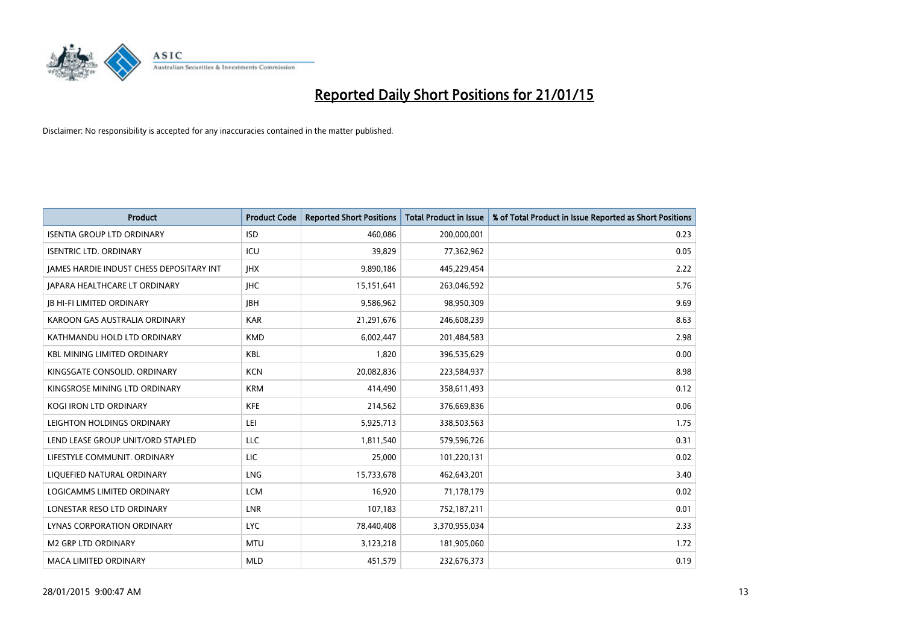# Reported Daily Short Positions for 21/01/15

Disclaimer: No responsibility is accepted for any inaccuracies contained in the matter published.

| Product | Product Code | Reported Short Positions | Total Product in Issue | % of Total Product in Issue Reported as Short Positions |
|---|---|---|---|---|
| ISENTIA GROUP LTD ORDINARY | ISD | 460,086 | 200,000,001 | 0.23 |
| ISENTRIC LTD. ORDINARY | ICU | 39,829 | 77,362,962 | 0.05 |
| JAMES HARDIE INDUST CHESS DEPOSITARY INT | JHX | 9,890,186 | 445,229,454 | 2.22 |
| JAPARA HEALTHCARE LT ORDINARY | JHC | 15,151,641 | 263,046,592 | 5.76 |
| JB HI-FI LIMITED ORDINARY | JBH | 9,586,962 | 98,950,309 | 9.69 |
| KAROON GAS AUSTRALIA ORDINARY | KAR | 21,291,676 | 246,608,239 | 8.63 |
| KATHMANDU HOLD LTD ORDINARY | KMD | 6,002,447 | 201,484,583 | 2.98 |
| KBL MINING LIMITED ORDINARY | KBL | 1,820 | 396,535,629 | 0.00 |
| KINGSGATE CONSOLID. ORDINARY | KCN | 20,082,836 | 223,584,937 | 8.98 |
| KINGSROSE MINING LTD ORDINARY | KRM | 414,490 | 358,611,493 | 0.12 |
| KOGI IRON LTD ORDINARY | KFE | 214,562 | 376,669,836 | 0.06 |
| LEIGHTON HOLDINGS ORDINARY | LEI | 5,925,713 | 338,503,563 | 1.75 |
| LEND LEASE GROUP UNIT/ORD STAPLED | LLC | 1,811,540 | 579,596,726 | 0.31 |
| LIFESTYLE COMMUNIT. ORDINARY | LIC | 25,000 | 101,220,131 | 0.02 |
| LIQUEFIED NATURAL ORDINARY | LNG | 15,733,678 | 462,643,201 | 3.40 |
| LOGICAMMS LIMITED ORDINARY | LCM | 16,920 | 71,178,179 | 0.02 |
| LONESTAR RESO LTD ORDINARY | LNR | 107,183 | 752,187,211 | 0.01 |
| LYNAS CORPORATION ORDINARY | LYC | 78,440,408 | 3,370,955,034 | 2.33 |
| M2 GRP LTD ORDINARY | MTU | 3,123,218 | 181,905,060 | 1.72 |
| MACA LIMITED ORDINARY | MLD | 451,579 | 232,676,373 | 0.19 |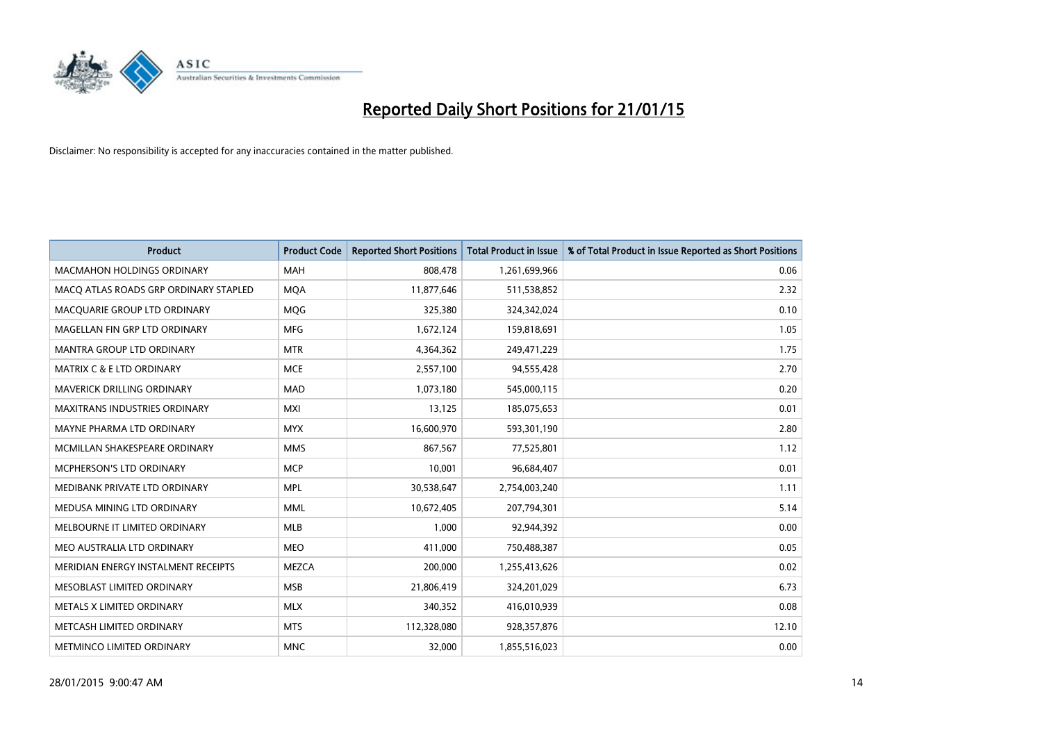# Reported Daily Short Positions for 21/01/15

Disclaimer: No responsibility is accepted for any inaccuracies contained in the matter published.

| Product | Product Code | Reported Short Positions | Total Product in Issue | % of Total Product in Issue Reported as Short Positions |
|---|---|---|---|---|
| MACMAHON HOLDINGS ORDINARY | MAH | 808,478 | 1,261,699,966 | 0.06 |
| MACQ ATLAS ROADS GRP ORDINARY STAPLED | MQA | 11,877,646 | 511,538,852 | 2.32 |
| MACQUARIE GROUP LTD ORDINARY | MQG | 325,380 | 324,342,024 | 0.10 |
| MAGELLAN FIN GRP LTD ORDINARY | MFG | 1,672,124 | 159,818,691 | 1.05 |
| MANTRA GROUP LTD ORDINARY | MTR | 4,364,362 | 249,471,229 | 1.75 |
| MATRIX C & E LTD ORDINARY | MCE | 2,557,100 | 94,555,428 | 2.70 |
| MAVERICK DRILLING ORDINARY | MAD | 1,073,180 | 545,000,115 | 0.20 |
| MAXITRANS INDUSTRIES ORDINARY | MXI | 13,125 | 185,075,653 | 0.01 |
| MAYNE PHARMA LTD ORDINARY | MYX | 16,600,970 | 593,301,190 | 2.80 |
| MCMILLAN SHAKESPEARE ORDINARY | MMS | 867,567 | 77,525,801 | 1.12 |
| MCPHERSON'S LTD ORDINARY | MCP | 10,001 | 96,684,407 | 0.01 |
| MEDIBANK PRIVATE LTD ORDINARY | MPL | 30,538,647 | 2,754,003,240 | 1.11 |
| MEDUSA MINING LTD ORDINARY | MML | 10,672,405 | 207,794,301 | 5.14 |
| MELBOURNE IT LIMITED ORDINARY | MLB | 1,000 | 92,944,392 | 0.00 |
| MEO AUSTRALIA LTD ORDINARY | MEO | 411,000 | 750,488,387 | 0.05 |
| MERIDIAN ENERGY INSTALMENT RECEIPTS | MEZCA | 200,000 | 1,255,413,626 | 0.02 |
| MESOBLAST LIMITED ORDINARY | MSB | 21,806,419 | 324,201,029 | 6.73 |
| METALS X LIMITED ORDINARY | MLX | 340,352 | 416,010,939 | 0.08 |
| METCASH LIMITED ORDINARY | MTS | 112,328,080 | 928,357,876 | 12.10 |
| METMINCO LIMITED ORDINARY | MNC | 32,000 | 1,855,516,023 | 0.00 |

28/01/2015 9:00:47 AM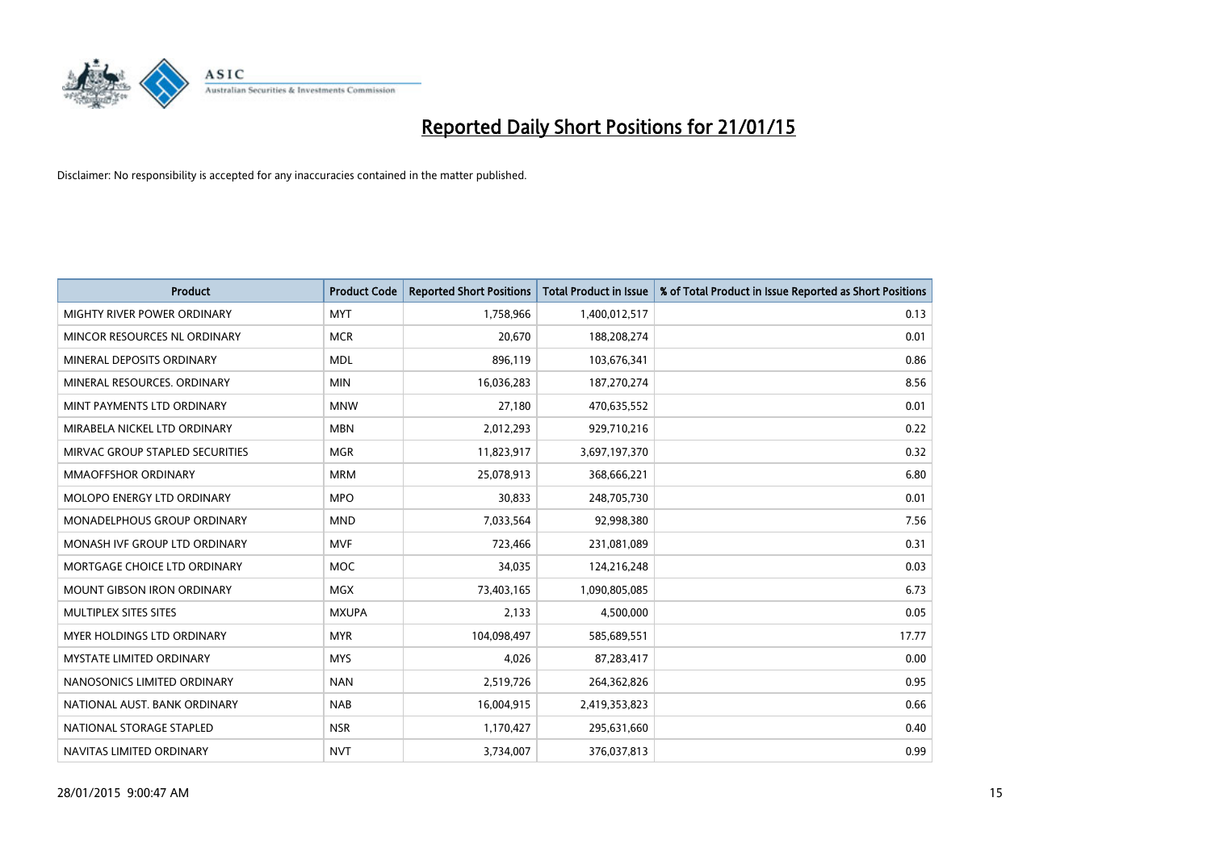# Reported Daily Short Positions for 21/01/15

Disclaimer: No responsibility is accepted for any inaccuracies contained in the matter published.

| Product | Product Code | Reported Short Positions | Total Product in Issue | % of Total Product in Issue Reported as Short Positions |
|---|---|---|---|---|
| MIGHTY RIVER POWER ORDINARY | MYT | 1,758,966 | 1,400,012,517 | 0.13 |
| MINCOR RESOURCES NL ORDINARY | MCR | 20,670 | 188,208,274 | 0.01 |
| MINERAL DEPOSITS ORDINARY | MDL | 896,119 | 103,676,341 | 0.86 |
| MINERAL RESOURCES. ORDINARY | MIN | 16,036,283 | 187,270,274 | 8.56 |
| MINT PAYMENTS LTD ORDINARY | MNW | 27,180 | 470,635,552 | 0.01 |
| MIRABELA NICKEL LTD ORDINARY | MBN | 2,012,293 | 929,710,216 | 0.22 |
| MIRVAC GROUP STAPLED SECURITIES | MGR | 11,823,917 | 3,697,197,370 | 0.32 |
| MMAOFFSHOR ORDINARY | MRM | 25,078,913 | 368,666,221 | 6.80 |
| MOLOPO ENERGY LTD ORDINARY | MPO | 30,833 | 248,705,730 | 0.01 |
| MONADELPHOUS GROUP ORDINARY | MND | 7,033,564 | 92,998,380 | 7.56 |
| MONASH IVF GROUP LTD ORDINARY | MVF | 723,466 | 231,081,089 | 0.31 |
| MORTGAGE CHOICE LTD ORDINARY | MOC | 34,035 | 124,216,248 | 0.03 |
| MOUNT GIBSON IRON ORDINARY | MGX | 73,403,165 | 1,090,805,085 | 6.73 |
| MULTIPLEX SITES SITES | MXUPA | 2,133 | 4,500,000 | 0.05 |
| MYER HOLDINGS LTD ORDINARY | MYR | 104,098,497 | 585,689,551 | 17.77 |
| MYSTATE LIMITED ORDINARY | MYS | 4,026 | 87,283,417 | 0.00 |
| NANOSONICS LIMITED ORDINARY | NAN | 2,519,726 | 264,362,826 | 0.95 |
| NATIONAL AUST. BANK ORDINARY | NAB | 16,004,915 | 2,419,353,823 | 0.66 |
| NATIONAL STORAGE STAPLED | NSR | 1,170,427 | 295,631,660 | 0.40 |
| NAVITAS LIMITED ORDINARY | NVT | 3,734,007 | 376,037,813 | 0.99 |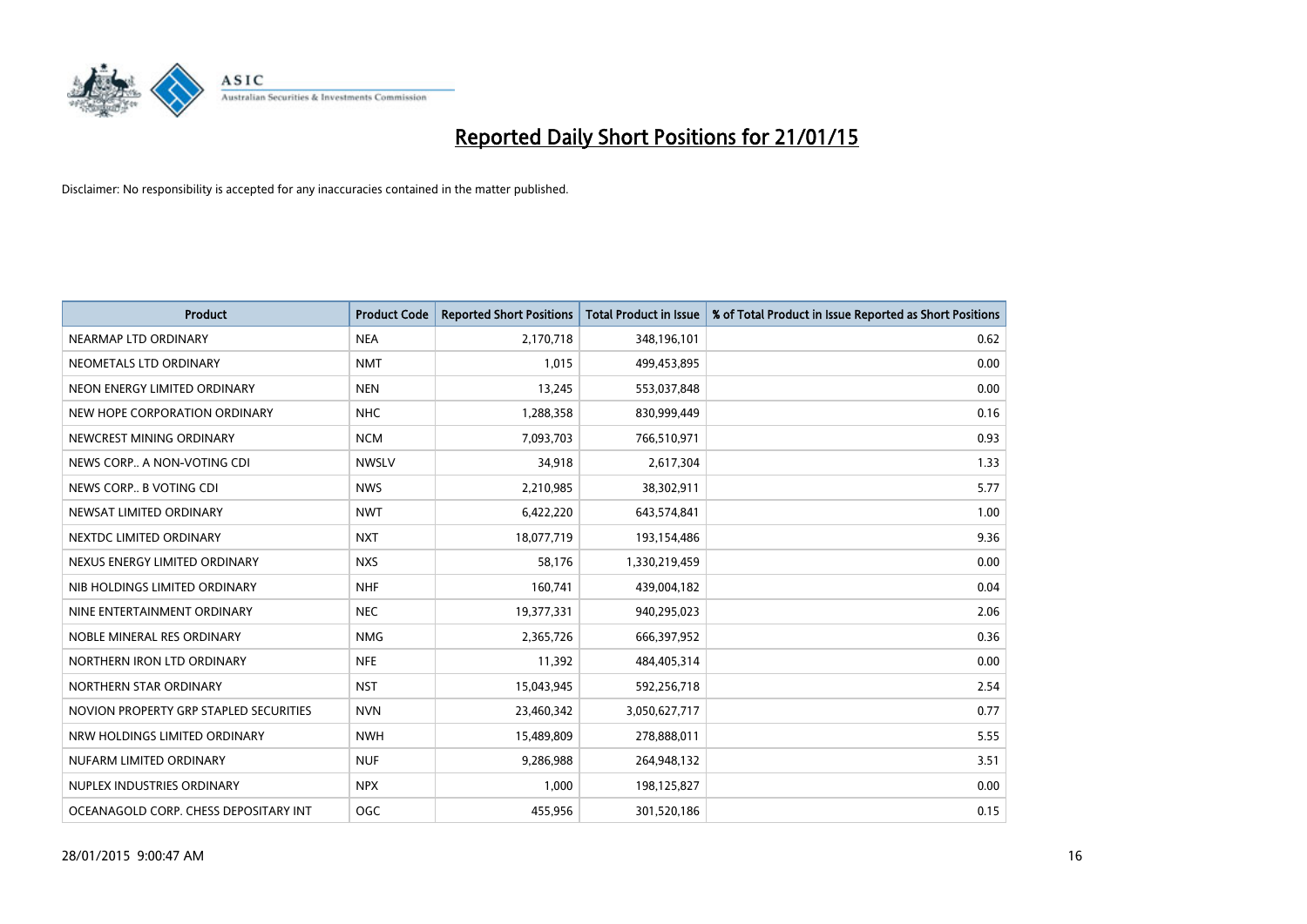# Reported Daily Short Positions for 21/01/15

Disclaimer: No responsibility is accepted for any inaccuracies contained in the matter published.

| Product | Product Code | Reported Short Positions | Total Product in Issue | % of Total Product in Issue Reported as Short Positions |
| --- | --- | --- | --- | --- |
| NEARMAP LTD ORDINARY | NEA | 2,170,718 | 348,196,101 | 0.62 |
| NEOMETALS LTD ORDINARY | NMT | 1,015 | 499,453,895 | 0.00 |
| NEON ENERGY LIMITED ORDINARY | NEN | 13,245 | 553,037,848 | 0.00 |
| NEW HOPE CORPORATION ORDINARY | NHC | 1,288,358 | 830,999,449 | 0.16 |
| NEWCREST MINING ORDINARY | NCM | 7,093,703 | 766,510,971 | 0.93 |
| NEWS CORP.. A NON-VOTING CDI | NWSLV | 34,918 | 2,617,304 | 1.33 |
| NEWS CORP.. B VOTING CDI | NWS | 2,210,985 | 38,302,911 | 5.77 |
| NEWSAT LIMITED ORDINARY | NWT | 6,422,220 | 643,574,841 | 1.00 |
| NEXTDC LIMITED ORDINARY | NXT | 18,077,719 | 193,154,486 | 9.36 |
| NEXUS ENERGY LIMITED ORDINARY | NXS | 58,176 | 1,330,219,459 | 0.00 |
| NIB HOLDINGS LIMITED ORDINARY | NHF | 160,741 | 439,004,182 | 0.04 |
| NINE ENTERTAINMENT ORDINARY | NEC | 19,377,331 | 940,295,023 | 2.06 |
| NOBLE MINERAL RES ORDINARY | NMG | 2,365,726 | 666,397,952 | 0.36 |
| NORTHERN IRON LTD ORDINARY | NFE | 11,392 | 484,405,314 | 0.00 |
| NORTHERN STAR ORDINARY | NST | 15,043,945 | 592,256,718 | 2.54 |
| NOVION PROPERTY GRP STAPLED SECURITIES | NVN | 23,460,342 | 3,050,627,717 | 0.77 |
| NRW HOLDINGS LIMITED ORDINARY | NWH | 15,489,809 | 278,888,011 | 5.55 |
| NUFARM LIMITED ORDINARY | NUF | 9,286,988 | 264,948,132 | 3.51 |
| NUPLEX INDUSTRIES ORDINARY | NPX | 1,000 | 198,125,827 | 0.00 |
| OCEANAGOLD CORP. CHESS DEPOSITARY INT | OGC | 455,956 | 301,520,186 | 0.15 |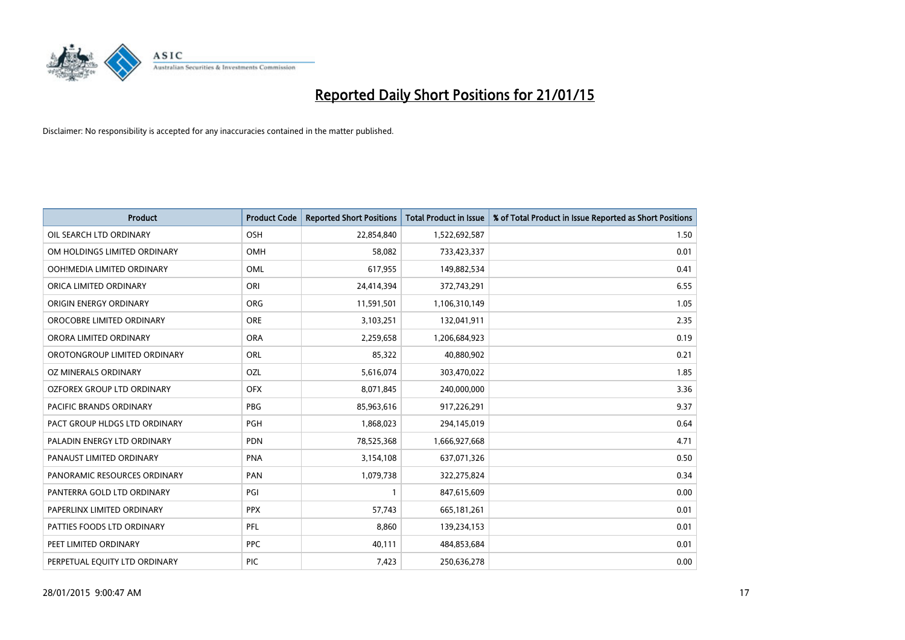# Reported Daily Short Positions for 21/01/15

Disclaimer: No responsibility is accepted for any inaccuracies contained in the matter published.

| Product | Product Code | Reported Short Positions | Total Product in Issue | % of Total Product in Issue Reported as Short Positions |
|---|---|---|---|---|
| OIL SEARCH LTD ORDINARY | OSH | 22,854,840 | 1,522,692,587 | 1.50 |
| OM HOLDINGS LIMITED ORDINARY | OMH | 58,082 | 733,423,337 | 0.01 |
| OOH!MEDIA LIMITED ORDINARY | OML | 617,955 | 149,882,534 | 0.41 |
| ORICA LIMITED ORDINARY | ORI | 24,414,394 | 372,743,291 | 6.55 |
| ORIGIN ENERGY ORDINARY | ORG | 11,591,501 | 1,106,310,149 | 1.05 |
| OROCOBRE LIMITED ORDINARY | ORE | 3,103,251 | 132,041,911 | 2.35 |
| ORORA LIMITED ORDINARY | ORA | 2,259,658 | 1,206,684,923 | 0.19 |
| OROTONGROUP LIMITED ORDINARY | ORL | 85,322 | 40,880,902 | 0.21 |
| OZ MINERALS ORDINARY | OZL | 5,616,074 | 303,470,022 | 1.85 |
| OZFOREX GROUP LTD ORDINARY | OFX | 8,071,845 | 240,000,000 | 3.36 |
| PACIFIC BRANDS ORDINARY | PBG | 85,963,616 | 917,226,291 | 9.37 |
| PACT GROUP HLDGS LTD ORDINARY | PGH | 1,868,023 | 294,145,019 | 0.64 |
| PALADIN ENERGY LTD ORDINARY | PDN | 78,525,368 | 1,666,927,668 | 4.71 |
| PANAUST LIMITED ORDINARY | PNA | 3,154,108 | 637,071,326 | 0.50 |
| PANORAMIC RESOURCES ORDINARY | PAN | 1,079,738 | 322,275,824 | 0.34 |
| PANTERRA GOLD LTD ORDINARY | PGI | 1 | 847,615,609 | 0.00 |
| PAPERLINX LIMITED ORDINARY | PPX | 57,743 | 665,181,261 | 0.01 |
| PATTIES FOODS LTD ORDINARY | PFL | 8,860 | 139,234,153 | 0.01 |
| PEET LIMITED ORDINARY | PPC | 40,111 | 484,853,684 | 0.01 |
| PERPETUAL EQUITY LTD ORDINARY | PIC | 7,423 | 250,636,278 | 0.00 |

28/01/2015 9:00:47 AM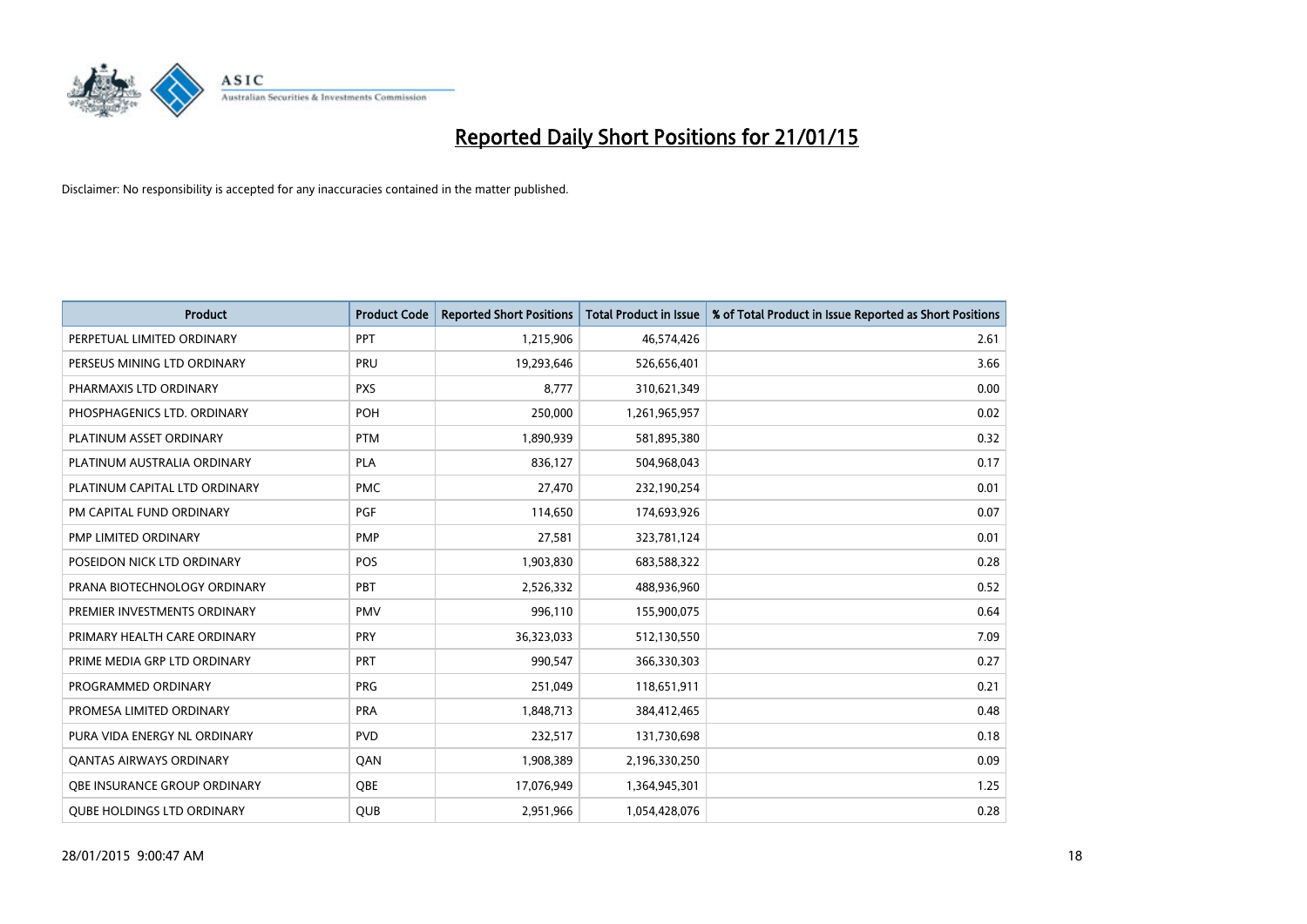# Reported Daily Short Positions for 21/01/15

Disclaimer: No responsibility is accepted for any inaccuracies contained in the matter published.

| Product | Product Code | Reported Short Positions | Total Product in Issue | % of Total Product in Issue Reported as Short Positions |
|---|---|---|---|---|
| PERPETUAL LIMITED ORDINARY | PPT | 1,215,906 | 46,574,426 | 2.61 |
| PERSEUS MINING LTD ORDINARY | PRU | 19,293,646 | 526,656,401 | 3.66 |
| PHARMAXIS LTD ORDINARY | PXS | 8,777 | 310,621,349 | 0.00 |
| PHOSPHAGENICS LTD. ORDINARY | POH | 250,000 | 1,261,965,957 | 0.02 |
| PLATINUM ASSET ORDINARY | PTM | 1,890,939 | 581,895,380 | 0.32 |
| PLATINUM AUSTRALIA ORDINARY | PLA | 836,127 | 504,968,043 | 0.17 |
| PLATINUM CAPITAL LTD ORDINARY | PMC | 27,470 | 232,190,254 | 0.01 |
| PM CAPITAL FUND ORDINARY | PGF | 114,650 | 174,693,926 | 0.07 |
| PMP LIMITED ORDINARY | PMP | 27,581 | 323,781,124 | 0.01 |
| POSEIDON NICK LTD ORDINARY | POS | 1,903,830 | 683,588,322 | 0.28 |
| PRANA BIOTECHNOLOGY ORDINARY | PBT | 2,526,332 | 488,936,960 | 0.52 |
| PREMIER INVESTMENTS ORDINARY | PMV | 996,110 | 155,900,075 | 0.64 |
| PRIMARY HEALTH CARE ORDINARY | PRY | 36,323,033 | 512,130,550 | 7.09 |
| PRIME MEDIA GRP LTD ORDINARY | PRT | 990,547 | 366,330,303 | 0.27 |
| PROGRAMMED ORDINARY | PRG | 251,049 | 118,651,911 | 0.21 |
| PROMESA LIMITED ORDINARY | PRA | 1,848,713 | 384,412,465 | 0.48 |
| PURA VIDA ENERGY NL ORDINARY | PVD | 232,517 | 131,730,698 | 0.18 |
| QANTAS AIRWAYS ORDINARY | QAN | 1,908,389 | 2,196,330,250 | 0.09 |
| QBE INSURANCE GROUP ORDINARY | QBE | 17,076,949 | 1,364,945,301 | 1.25 |
| QUBE HOLDINGS LTD ORDINARY | QUB | 2,951,966 | 1,054,428,076 | 0.28 |

28/01/2015 9:00:47 AM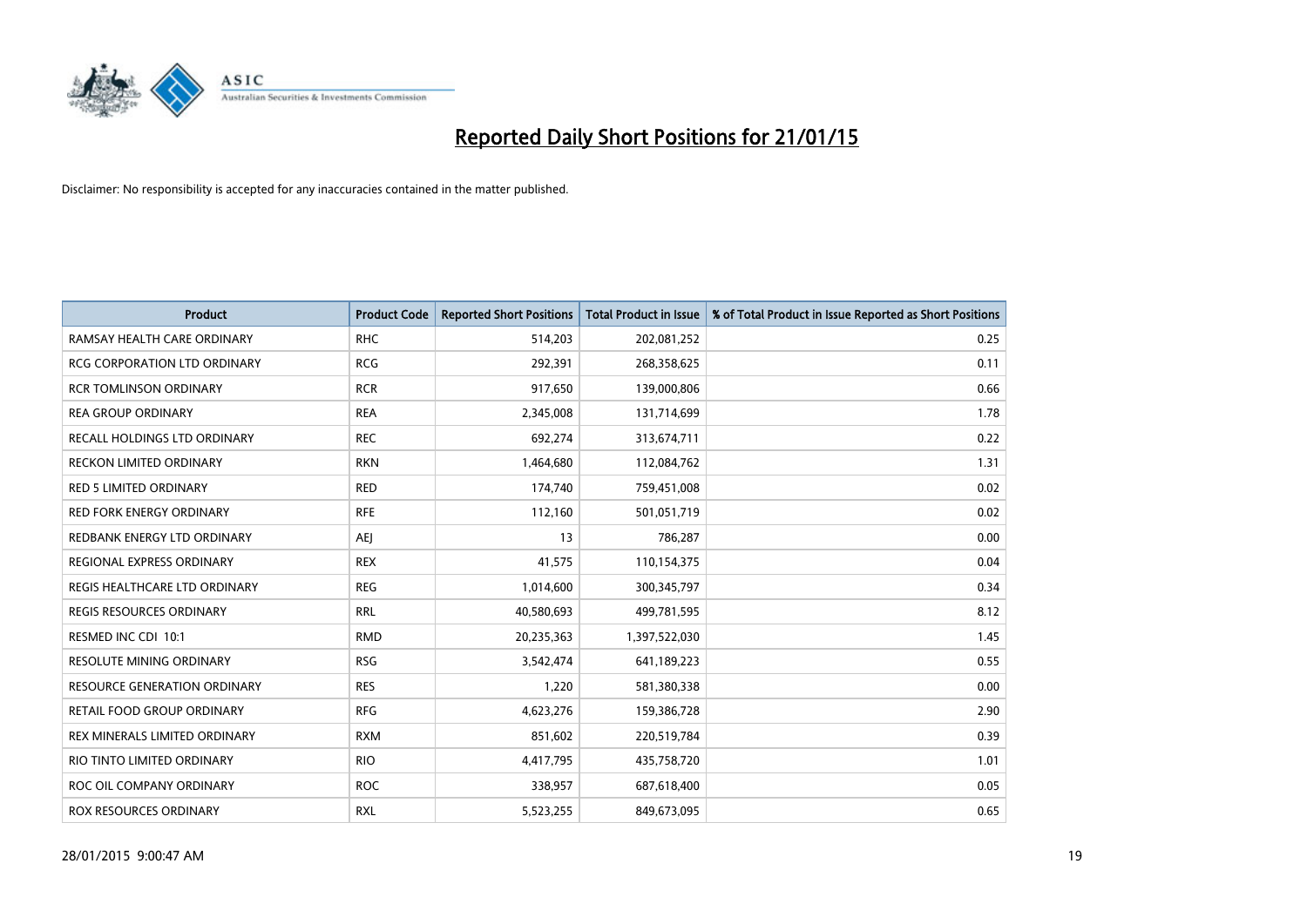# Reported Daily Short Positions for 21/01/15

Disclaimer: No responsibility is accepted for any inaccuracies contained in the matter published.

| Product | Product Code | Reported Short Positions | Total Product in Issue | % of Total Product in Issue Reported as Short Positions |
|---|---|---|---|---|
| RAMSAY HEALTH CARE ORDINARY | RHC | 514,203 | 202,081,252 | 0.25 |
| RCG CORPORATION LTD ORDINARY | RCG | 292,391 | 268,358,625 | 0.11 |
| RCR TOMLINSON ORDINARY | RCR | 917,650 | 139,000,806 | 0.66 |
| REA GROUP ORDINARY | REA | 2,345,008 | 131,714,699 | 1.78 |
| RECALL HOLDINGS LTD ORDINARY | REC | 692,274 | 313,674,711 | 0.22 |
| RECKON LIMITED ORDINARY | RKN | 1,464,680 | 112,084,762 | 1.31 |
| RED 5 LIMITED ORDINARY | RED | 174,740 | 759,451,008 | 0.02 |
| RED FORK ENERGY ORDINARY | RFE | 112,160 | 501,051,719 | 0.02 |
| REDBANK ENERGY LTD ORDINARY | AEJ | 13 | 786,287 | 0.00 |
| REGIONAL EXPRESS ORDINARY | REX | 41,575 | 110,154,375 | 0.04 |
| REGIS HEALTHCARE LTD ORDINARY | REG | 1,014,600 | 300,345,797 | 0.34 |
| REGIS RESOURCES ORDINARY | RRL | 40,580,693 | 499,781,595 | 8.12 |
| RESMED INC CDI 10:1 | RMD | 20,235,363 | 1,397,522,030 | 1.45 |
| RESOLUTE MINING ORDINARY | RSG | 3,542,474 | 641,189,223 | 0.55 |
| RESOURCE GENERATION ORDINARY | RES | 1,220 | 581,380,338 | 0.00 |
| RETAIL FOOD GROUP ORDINARY | RFG | 4,623,276 | 159,386,728 | 2.90 |
| REX MINERALS LIMITED ORDINARY | RXM | 851,602 | 220,519,784 | 0.39 |
| RIO TINTO LIMITED ORDINARY | RIO | 4,417,795 | 435,758,720 | 1.01 |
| ROC OIL COMPANY ORDINARY | ROC | 338,957 | 687,618,400 | 0.05 |
| ROX RESOURCES ORDINARY | RXL | 5,523,255 | 849,673,095 | 0.65 |

28/01/2015 9:00:47 AM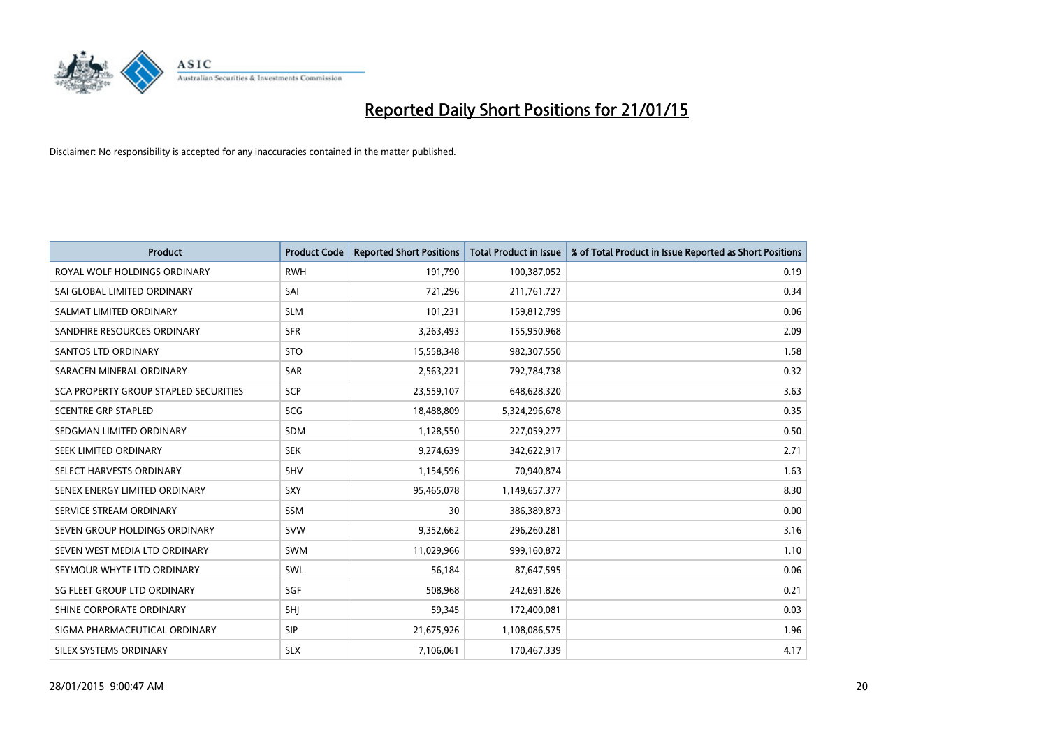# Reported Daily Short Positions for 21/01/15

Disclaimer: No responsibility is accepted for any inaccuracies contained in the matter published.

| Product | Product Code | Reported Short Positions | Total Product in Issue | % of Total Product in Issue Reported as Short Positions |
|---|---|---|---|---|
| ROYAL WOLF HOLDINGS ORDINARY | RWH | 191,790 | 100,387,052 | 0.19 |
| SAI GLOBAL LIMITED ORDINARY | SAI | 721,296 | 211,761,727 | 0.34 |
| SALMAT LIMITED ORDINARY | SLM | 101,231 | 159,812,799 | 0.06 |
| SANDFIRE RESOURCES ORDINARY | SFR | 3,263,493 | 155,950,968 | 2.09 |
| SANTOS LTD ORDINARY | STO | 15,558,348 | 982,307,550 | 1.58 |
| SARACEN MINERAL ORDINARY | SAR | 2,563,221 | 792,784,738 | 0.32 |
| SCA PROPERTY GROUP STAPLED SECURITIES | SCP | 23,559,107 | 648,628,320 | 3.63 |
| SCENTRE GRP STAPLED | SCG | 18,488,809 | 5,324,296,678 | 0.35 |
| SEDGMAN LIMITED ORDINARY | SDM | 1,128,550 | 227,059,277 | 0.50 |
| SEEK LIMITED ORDINARY | SEK | 9,274,639 | 342,622,917 | 2.71 |
| SELECT HARVESTS ORDINARY | SHV | 1,154,596 | 70,940,874 | 1.63 |
| SENEX ENERGY LIMITED ORDINARY | SXY | 95,465,078 | 1,149,657,377 | 8.30 |
| SERVICE STREAM ORDINARY | SSM | 30 | 386,389,873 | 0.00 |
| SEVEN GROUP HOLDINGS ORDINARY | SVW | 9,352,662 | 296,260,281 | 3.16 |
| SEVEN WEST MEDIA LTD ORDINARY | SWM | 11,029,966 | 999,160,872 | 1.10 |
| SEYMOUR WHYTE LTD ORDINARY | SWL | 56,184 | 87,647,595 | 0.06 |
| SG FLEET GROUP LTD ORDINARY | SGF | 508,968 | 242,691,826 | 0.21 |
| SHINE CORPORATE ORDINARY | SHJ | 59,345 | 172,400,081 | 0.03 |
| SIGMA PHARMACEUTICAL ORDINARY | SIP | 21,675,926 | 1,108,086,575 | 1.96 |
| SILEX SYSTEMS ORDINARY | SLX | 7,106,061 | 170,467,339 | 4.17 |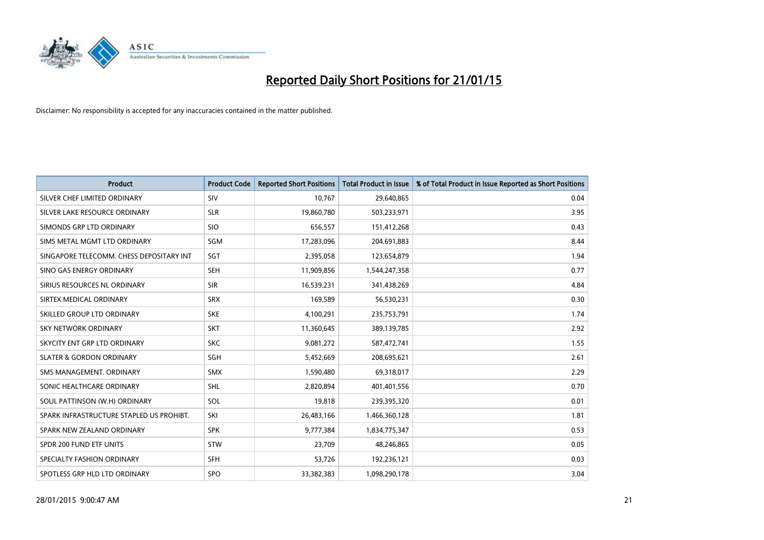# Reported Daily Short Positions for 21/01/15

Disclaimer: No responsibility is accepted for any inaccuracies contained in the matter published.

| Product | Product Code | Reported Short Positions | Total Product in Issue | % of Total Product in Issue Reported as Short Positions |
|---|---|---|---|---|
| SILVER CHEF LIMITED ORDINARY | SIV | 10,767 | 29,640,865 | 0.04 |
| SILVER LAKE RESOURCE ORDINARY | SLR | 19,860,780 | 503,233,971 | 3.95 |
| SIMONDS GRP LTD ORDINARY | SIO | 656,557 | 151,412,268 | 0.43 |
| SIMS METAL MGMT LTD ORDINARY | SGM | 17,283,096 | 204,691,883 | 8.44 |
| SINGAPORE TELECOMM. CHESS DEPOSITARY INT | SGT | 2,395,058 | 123,654,879 | 1.94 |
| SINO GAS ENERGY ORDINARY | SEH | 11,909,856 | 1,544,247,358 | 0.77 |
| SIRIUS RESOURCES NL ORDINARY | SIR | 16,539,231 | 341,438,269 | 4.84 |
| SIRTEX MEDICAL ORDINARY | SRX | 169,589 | 56,530,231 | 0.30 |
| SKILLED GROUP LTD ORDINARY | SKE | 4,100,291 | 235,753,791 | 1.74 |
| SKY NETWORK ORDINARY | SKT | 11,360,645 | 389,139,785 | 2.92 |
| SKYCITY ENT GRP LTD ORDINARY | SKC | 9,081,272 | 587,472,741 | 1.55 |
| SLATER & GORDON ORDINARY | SGH | 5,452,669 | 208,695,621 | 2.61 |
| SMS MANAGEMENT. ORDINARY | SMX | 1,590,480 | 69,318,017 | 2.29 |
| SONIC HEALTHCARE ORDINARY | SHL | 2,820,894 | 401,401,556 | 0.70 |
| SOUL PATTINSON (W.H) ORDINARY | SOL | 19,818 | 239,395,320 | 0.01 |
| SPARK INFRASTRUCTURE STAPLED US PROHIBT. | SKI | 26,483,166 | 1,466,360,128 | 1.81 |
| SPARK NEW ZEALAND ORDINARY | SPK | 9,777,384 | 1,834,775,347 | 0.53 |
| SPDR 200 FUND ETF UNITS | STW | 23,709 | 48,246,865 | 0.05 |
| SPECIALTY FASHION ORDINARY | SFH | 53,726 | 192,236,121 | 0.03 |
| SPOTLESS GRP HLD LTD ORDINARY | SPO | 33,382,383 | 1,098,290,178 | 3.04 |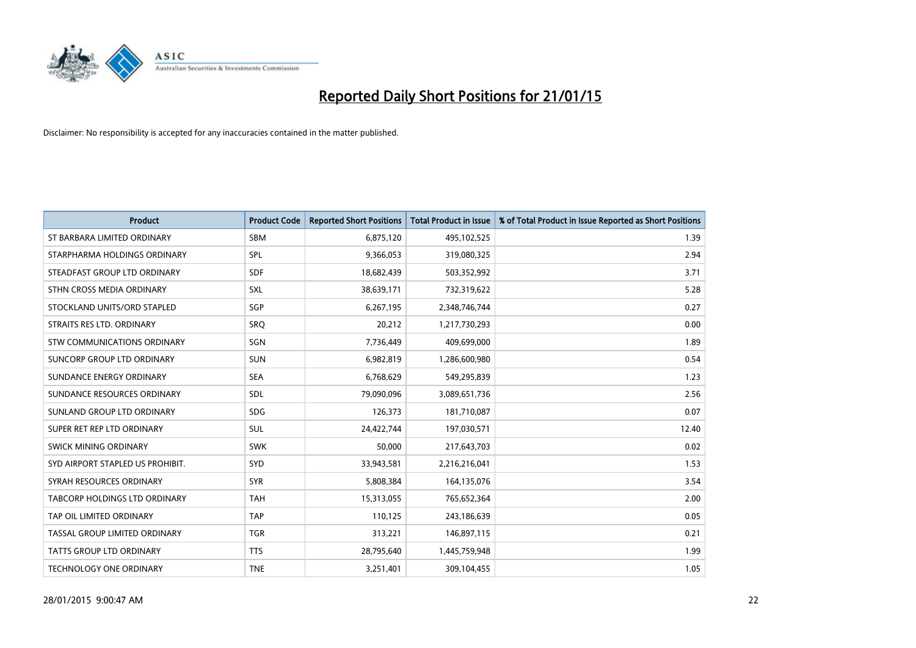# Reported Daily Short Positions for 21/01/15

Disclaimer: No responsibility is accepted for any inaccuracies contained in the matter published.

| Product | Product Code | Reported Short Positions | Total Product in Issue | % of Total Product in Issue Reported as Short Positions |
|---|---|---|---|---|
| ST BARBARA LIMITED ORDINARY | SBM | 6,875,120 | 495,102,525 | 1.39 |
| STARPHARMA HOLDINGS ORDINARY | SPL | 9,366,053 | 319,080,325 | 2.94 |
| STEADFAST GROUP LTD ORDINARY | SDF | 18,682,439 | 503,352,992 | 3.71 |
| STHN CROSS MEDIA ORDINARY | SXL | 38,639,171 | 732,319,622 | 5.28 |
| STOCKLAND UNITS/ORD STAPLED | SGP | 6,267,195 | 2,348,746,744 | 0.27 |
| STRAITS RES LTD. ORDINARY | SRQ | 20,212 | 1,217,730,293 | 0.00 |
| STW COMMUNICATIONS ORDINARY | SGN | 7,736,449 | 409,699,000 | 1.89 |
| SUNCORP GROUP LTD ORDINARY | SUN | 6,982,819 | 1,286,600,980 | 0.54 |
| SUNDANCE ENERGY ORDINARY | SEA | 6,768,629 | 549,295,839 | 1.23 |
| SUNDANCE RESOURCES ORDINARY | SDL | 79,090,096 | 3,089,651,736 | 2.56 |
| SUNLAND GROUP LTD ORDINARY | SDG | 126,373 | 181,710,087 | 0.07 |
| SUPER RET REP LTD ORDINARY | SUL | 24,422,744 | 197,030,571 | 12.40 |
| SWICK MINING ORDINARY | SWK | 50,000 | 217,643,703 | 0.02 |
| SYD AIRPORT STAPLED US PROHIBIT. | SYD | 33,943,581 | 2,216,216,041 | 1.53 |
| SYRAH RESOURCES ORDINARY | SYR | 5,808,384 | 164,135,076 | 3.54 |
| TABCORP HOLDINGS LTD ORDINARY | TAH | 15,313,055 | 765,652,364 | 2.00 |
| TAP OIL LIMITED ORDINARY | TAP | 110,125 | 243,186,639 | 0.05 |
| TASSAL GROUP LIMITED ORDINARY | TGR | 313,221 | 146,897,115 | 0.21 |
| TATTS GROUP LTD ORDINARY | TTS | 28,795,640 | 1,445,759,948 | 1.99 |
| TECHNOLOGY ONE ORDINARY | TNE | 3,251,401 | 309,104,455 | 1.05 |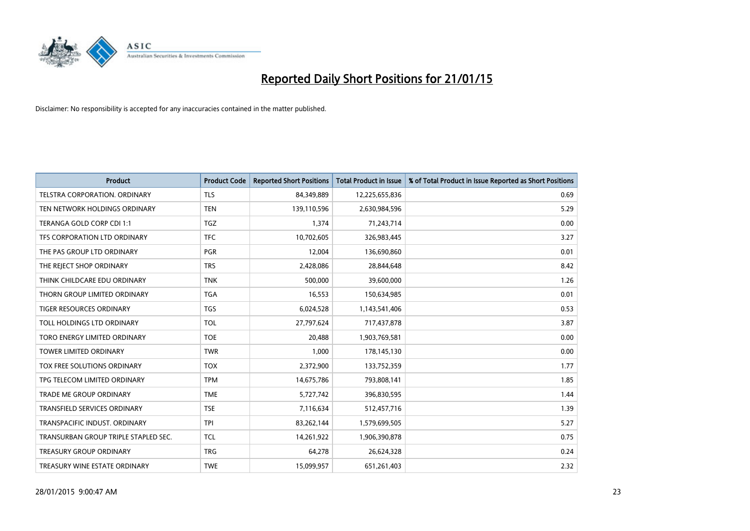# Reported Daily Short Positions for 21/01/15

Disclaimer: No responsibility is accepted for any inaccuracies contained in the matter published.

| Product | Product Code | Reported Short Positions | Total Product in Issue | % of Total Product in Issue Reported as Short Positions |
|---|---|---|---|---|
| TELSTRA CORPORATION. ORDINARY | TLS | 84,349,889 | 12,225,655,836 | 0.69 |
| TEN NETWORK HOLDINGS ORDINARY | TEN | 139,110,596 | 2,630,984,596 | 5.29 |
| TERANGA GOLD CORP CDI 1:1 | TGZ | 1,374 | 71,243,714 | 0.00 |
| TFS CORPORATION LTD ORDINARY | TFC | 10,702,605 | 326,983,445 | 3.27 |
| THE PAS GROUP LTD ORDINARY | PGR | 12,004 | 136,690,860 | 0.01 |
| THE REJECT SHOP ORDINARY | TRS | 2,428,086 | 28,844,648 | 8.42 |
| THINK CHILDCARE EDU ORDINARY | TNK | 500,000 | 39,600,000 | 1.26 |
| THORN GROUP LIMITED ORDINARY | TGA | 16,553 | 150,634,985 | 0.01 |
| TIGER RESOURCES ORDINARY | TGS | 6,024,528 | 1,143,541,406 | 0.53 |
| TOLL HOLDINGS LTD ORDINARY | TOL | 27,797,624 | 717,437,878 | 3.87 |
| TORO ENERGY LIMITED ORDINARY | TOE | 20,488 | 1,903,769,581 | 0.00 |
| TOWER LIMITED ORDINARY | TWR | 1,000 | 178,145,130 | 0.00 |
| TOX FREE SOLUTIONS ORDINARY | TOX | 2,372,900 | 133,752,359 | 1.77 |
| TPG TELECOM LIMITED ORDINARY | TPM | 14,675,786 | 793,808,141 | 1.85 |
| TRADE ME GROUP ORDINARY | TME | 5,727,742 | 396,830,595 | 1.44 |
| TRANSFIELD SERVICES ORDINARY | TSE | 7,116,634 | 512,457,716 | 1.39 |
| TRANSPACIFIC INDUST. ORDINARY | TPI | 83,262,144 | 1,579,699,505 | 5.27 |
| TRANSURBAN GROUP TRIPLE STAPLED SEC. | TCL | 14,261,922 | 1,906,390,878 | 0.75 |
| TREASURY GROUP ORDINARY | TRG | 64,278 | 26,624,328 | 0.24 |
| TREASURY WINE ESTATE ORDINARY | TWE | 15,099,957 | 651,261,403 | 2.32 |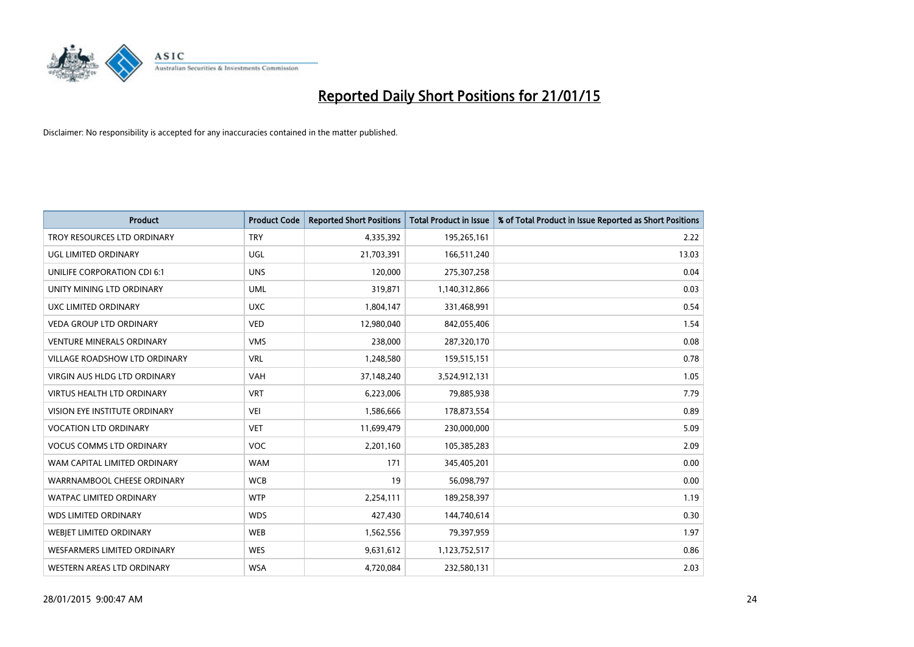# Reported Daily Short Positions for 21/01/15

Disclaimer: No responsibility is accepted for any inaccuracies contained in the matter published.

| Product | Product Code | Reported Short Positions | Total Product in Issue | % of Total Product in Issue Reported as Short Positions |
| --- | --- | --- | --- | --- |
| TROY RESOURCES LTD ORDINARY | TRY | 4,335,392 | 195,265,161 | 2.22 |
| UGL LIMITED ORDINARY | UGL | 21,703,391 | 166,511,240 | 13.03 |
| UNILIFE CORPORATION CDI 6:1 | UNS | 120,000 | 275,307,258 | 0.04 |
| UNITY MINING LTD ORDINARY | UML | 319,871 | 1,140,312,866 | 0.03 |
| UXC LIMITED ORDINARY | UXC | 1,804,147 | 331,468,991 | 0.54 |
| VEDA GROUP LTD ORDINARY | VED | 12,980,040 | 842,055,406 | 1.54 |
| VENTURE MINERALS ORDINARY | VMS | 238,000 | 287,320,170 | 0.08 |
| VILLAGE ROADSHOW LTD ORDINARY | VRL | 1,248,580 | 159,515,151 | 0.78 |
| VIRGIN AUS HLDG LTD ORDINARY | VAH | 37,148,240 | 3,524,912,131 | 1.05 |
| VIRTUS HEALTH LTD ORDINARY | VRT | 6,223,006 | 79,885,938 | 7.79 |
| VISION EYE INSTITUTE ORDINARY | VEI | 1,586,666 | 178,873,554 | 0.89 |
| VOCATION LTD ORDINARY | VET | 11,699,479 | 230,000,000 | 5.09 |
| VOCUS COMMS LTD ORDINARY | VOC | 2,201,160 | 105,385,283 | 2.09 |
| WAM CAPITAL LIMITED ORDINARY | WAM | 171 | 345,405,201 | 0.00 |
| WARRNAMBOOL CHEESE ORDINARY | WCB | 19 | 56,098,797 | 0.00 |
| WATPAC LIMITED ORDINARY | WTP | 2,254,111 | 189,258,397 | 1.19 |
| WDS LIMITED ORDINARY | WDS | 427,430 | 144,740,614 | 0.30 |
| WEBJET LIMITED ORDINARY | WEB | 1,562,556 | 79,397,959 | 1.97 |
| WESFARMERS LIMITED ORDINARY | WES | 9,631,612 | 1,123,752,517 | 0.86 |
| WESTERN AREAS LTD ORDINARY | WSA | 4,720,084 | 232,580,131 | 2.03 |

28/01/2015 9:00:47 AM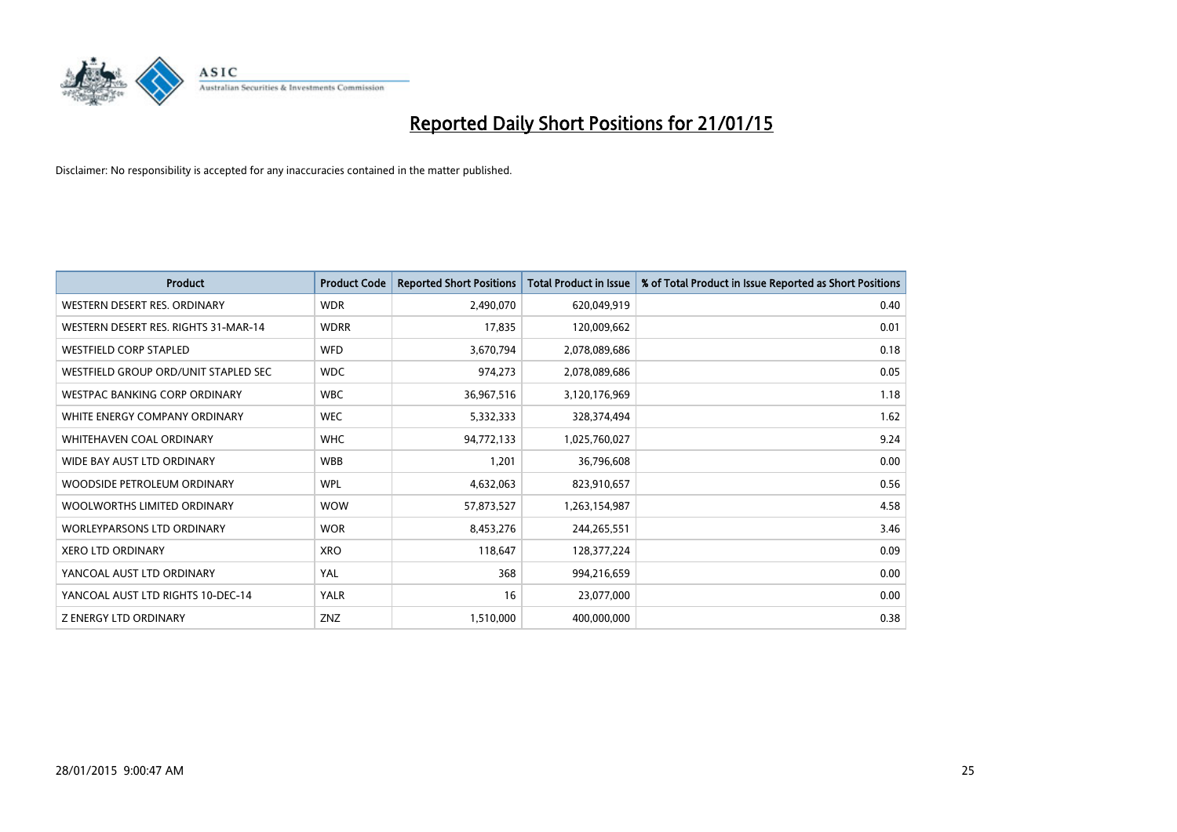# Reported Daily Short Positions for 21/01/15

Disclaimer: No responsibility is accepted for any inaccuracies contained in the matter published.

| Product | Product Code | Reported Short Positions | Total Product in Issue | % of Total Product in Issue Reported as Short Positions |
|---|---|---|---|---|
| WESTERN DESERT RES. ORDINARY | WDR | 2,490,070 | 620,049,919 | 0.40 |
| WESTERN DESERT RES. RIGHTS 31-MAR-14 | WDRR | 17,835 | 120,009,662 | 0.01 |
| WESTFIELD CORP STAPLED | WFD | 3,670,794 | 2,078,089,686 | 0.18 |
| WESTFIELD GROUP ORD/UNIT STAPLED SEC | WDC | 974,273 | 2,078,089,686 | 0.05 |
| WESTPAC BANKING CORP ORDINARY | WBC | 36,967,516 | 3,120,176,969 | 1.18 |
| WHITE ENERGY COMPANY ORDINARY | WEC | 5,332,333 | 328,374,494 | 1.62 |
| WHITEHAVEN COAL ORDINARY | WHC | 94,772,133 | 1,025,760,027 | 9.24 |
| WIDE BAY AUST LTD ORDINARY | WBB | 1,201 | 36,796,608 | 0.00 |
| WOODSIDE PETROLEUM ORDINARY | WPL | 4,632,063 | 823,910,657 | 0.56 |
| WOOLWORTHS LIMITED ORDINARY | WOW | 57,873,527 | 1,263,154,987 | 4.58 |
| WORLEYPARSONS LTD ORDINARY | WOR | 8,453,276 | 244,265,551 | 3.46 |
| XERO LTD ORDINARY | XRO | 118,647 | 128,377,224 | 0.09 |
| YANCOAL AUST LTD ORDINARY | YAL | 368 | 994,216,659 | 0.00 |
| YANCOAL AUST LTD RIGHTS 10-DEC-14 | YALR | 16 | 23,077,000 | 0.00 |
| Z ENERGY LTD ORDINARY | ZNZ | 1,510,000 | 400,000,000 | 0.38 |

28/01/2015 9:00:47 AM